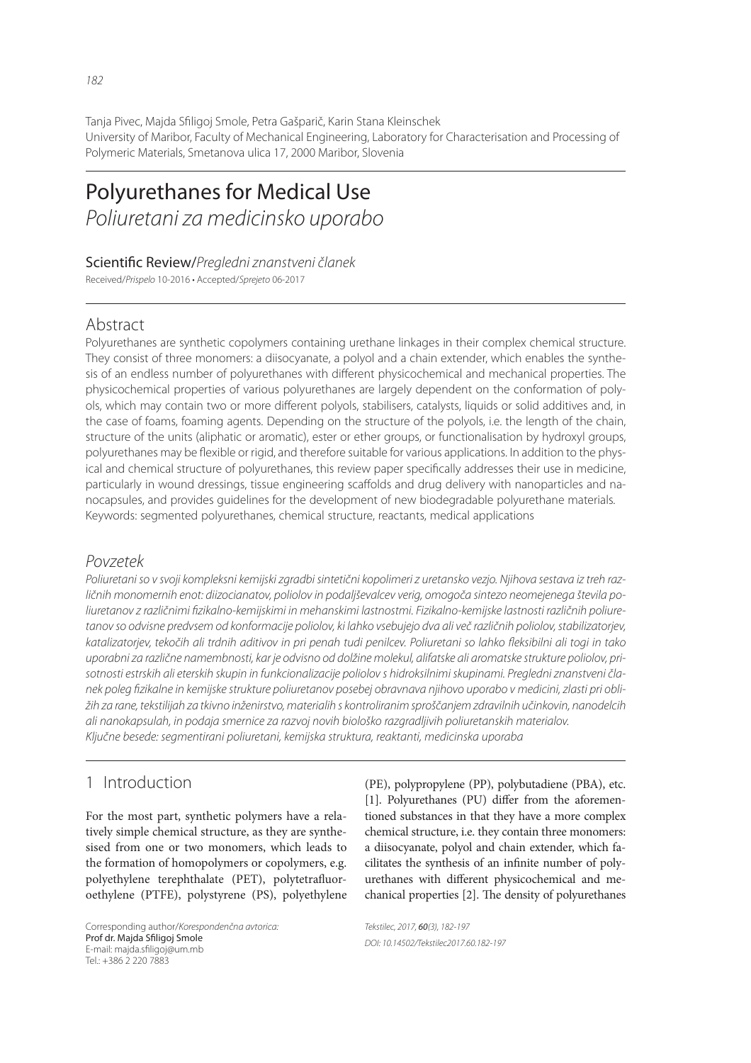Tanja Pivec, Majda Sfiligoj Smole, Petra Gašparič, Karin Stana Kleinschek
University of Maribor, Faculty of Mechanical Engineering, Laboratory for Characterisation and Processing of Polymeric Materials, Smetanova ulica 17, 2000 Maribor, Slovenia

# Polyurethanes for Medical Use
*Poliuretani za medicinsko uporabo*

Scientific Review/*Pregledni znanstveni članek*

Received/*Prispelo* 10-2016 • Accepted/*Sprejeto* 06-2017

## Abstract

Polyurethanes are synthetic copolymers containing urethane linkages in their complex chemical structure. They consist of three monomers: a diisocyanate, a polyol and a chain extender, which enables the synthesis of an endless number of polyurethanes with different physicochemical and mechanical properties. The physicochemical properties of various polyurethanes are largely dependent on the conformation of polyols, which may contain two or more different polyols, stabilisers, catalysts, liquids or solid additives and, in the case of foams, foaming agents. Depending on the structure of the polyols, i.e. the length of the chain, structure of the units (aliphatic or aromatic), ester or ether groups, or functionalisation by hydroxyl groups, polyurethanes may be flexible or rigid, and therefore suitable for various applications. In addition to the physical and chemical structure of polyurethanes, this review paper specifically addresses their use in medicine, particularly in wound dressings, tissue engineering scaffolds and drug delivery with nanoparticles and nanocapsules, and provides guidelines for the development of new biodegradable polyurethane materials.

Keywords: segmented polyurethanes, chemical structure, reactants, medical applications

## *Povzetek*

*Poliuretani so v svoji kompleksni kemijski zgradbi sintetični kopolimeri z uretansko vezjo. Njihova sestava iz treh različnih monomernih enot: diizocianatov, poliolov in podaljševalcev verig, omogoča sintezo neomejenega števila poliuretanov z različnimi fizikalno-kemijskimi in mehanskimi lastnostmi. Fizikalno-kemijske lastnosti različnih poliuretanov so odvisne predvsem od konformacije poliolov, ki lahko vsebujejo dva ali več različnih poliolov, stabilizatorjev, katalizatorjev, tekočih ali trdnih aditivov in pri penah tudi penilcev. Poliuretani so lahko fleksibilni ali togi in tako uporabni za različne namembnosti, kar je odvisno od dolžine molekul, alifatske ali aromatske strukture poliolov, prisotnosti estrskih ali eterskih skupin in funkcionalizacije poliolov s hidroksilnimi skupinami. Pregledni znanstveni članek poleg fizikalne in kemijske strukture poliuretanov posebej obravnava njihovo uporabo v medicini, zlasti pri obližih za rane, tekstilijah za tkivno inženirstvo, materialih s kontroliranim sproščanjem zdravilnih učinkovin, nanodelcih ali nanokapsulah, in podaja smernice za razvoj novih biološko razgradljivih poliuretanskih materialov.*

*Ključne besede: segmentirani poliuretani, kemijska struktura, reaktanti, medicinska uporaba*

## 1 Introduction

For the most part, synthetic polymers have a relatively simple chemical structure, as they are synthesised from one or two monomers, which leads to the formation of homopolymers or copolymers, e.g. polyethylene terephthalate (PET), polytetrafluoroethylene (PTFE), polystyrene (PS), polyethylene (PE), polypropylene (PP), polybutadiene (PBA), etc. [1]. Polyurethanes (PU) differ from the aforementioned substances in that they have a more complex chemical structure, i.e. they contain three monomers: a diisocyanate, polyol and chain extender, which facilitates the synthesis of an infinite number of polyurethanes with different physicochemical and mechanical properties [2]. The density of polyurethanes

Corresponding author/*Korespondenčna avtorica:*
Prof dr. Majda Sfiligoj Smole
E-mail: majda.sfiligoj@um.mb
Tel.: +386 2 220 7883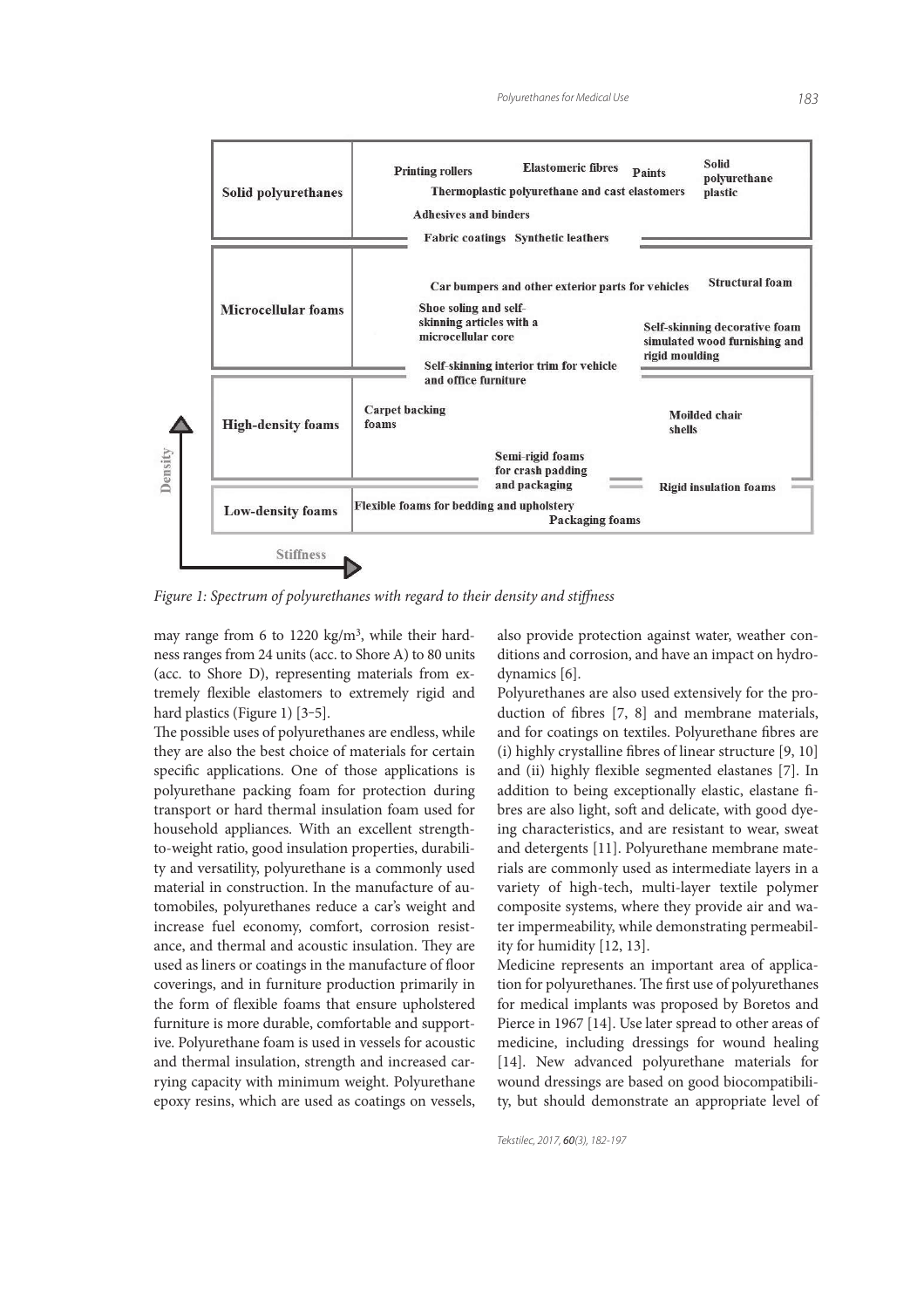| Density ↑ / Stiffness → | |
|---|---|
| Solid polyurethanes | Printing rollers; Elastomeric fibres; Paints; Solid polyurethane plastic; Thermoplastic polyurethane and cast elastomers; Adhesives and binders; Fabric coatings; Synthetic leathers |
| Microcellular foams | Car bumpers and other exterior parts for vehicles; Structural foam; Shoe soling and self-skinning articles with a microcellular core; Self-skinning decorative foam simulated wood furnishing and rigid moulding; Self-skinning interior trim for vehicle and office furniture |
| High-density foams | Carpet backing foams; Moilded chair shells; Semi-rigid foams for crash padding and packaging; Rigid insulation foams |
| Low-density foams | Flexible foams for bedding and upholstery; Packaging foams |

*Figure 1: Spectrum of polyurethanes with regard to their density and stiffness*

may range from 6 to 1220 kg/m$^3$, while their hardness ranges from 24 units (acc. to Shore A) to 80 units (acc. to Shore D), representing materials from extremely flexible elastomers to extremely rigid and hard plastics (Figure 1) [3–5].

The possible uses of polyurethanes are endless, while they are also the best choice of materials for certain specific applications. One of those applications is polyurethane packing foam for protection during transport or hard thermal insulation foam used for household appliances. With an excellent strength-to-weight ratio, good insulation properties, durability and versatility, polyurethane is a commonly used material in construction. In the manufacture of automobiles, polyurethanes reduce a car's weight and increase fuel economy, comfort, corrosion resistance, and thermal and acoustic insulation. They are used as liners or coatings in the manufacture of floor coverings, and in furniture production primarily in the form of flexible foams that ensure upholstered furniture is more durable, comfortable and supportive. Polyurethane foam is used in vessels for acoustic and thermal insulation, strength and increased carrying capacity with minimum weight. Polyurethane epoxy resins, which are used as coatings on vessels, also provide protection against water, weather conditions and corrosion, and have an impact on hydrodynamics [6].

Polyurethanes are also used extensively for the production of fibres [7, 8] and membrane materials, and for coatings on textiles. Polyurethane fibres are (i) highly crystalline fibres of linear structure [9, 10] and (ii) highly flexible segmented elastanes [7]. In addition to being exceptionally elastic, elastane fibres are also light, soft and delicate, with good dyeing characteristics, and are resistant to wear, sweat and detergents [11]. Polyurethane membrane materials are commonly used as intermediate layers in a variety of high-tech, multi-layer textile polymer composite systems, where they provide air and water impermeability, while demonstrating permeability for humidity [12, 13].

Medicine represents an important area of application for polyurethanes. The first use of polyurethanes for medical implants was proposed by Boretos and Pierce in 1967 [14]. Use later spread to other areas of medicine, including dressings for wound healing [14]. New advanced polyurethane materials for wound dressings are based on good biocompatibility, but should demonstrate an appropriate level of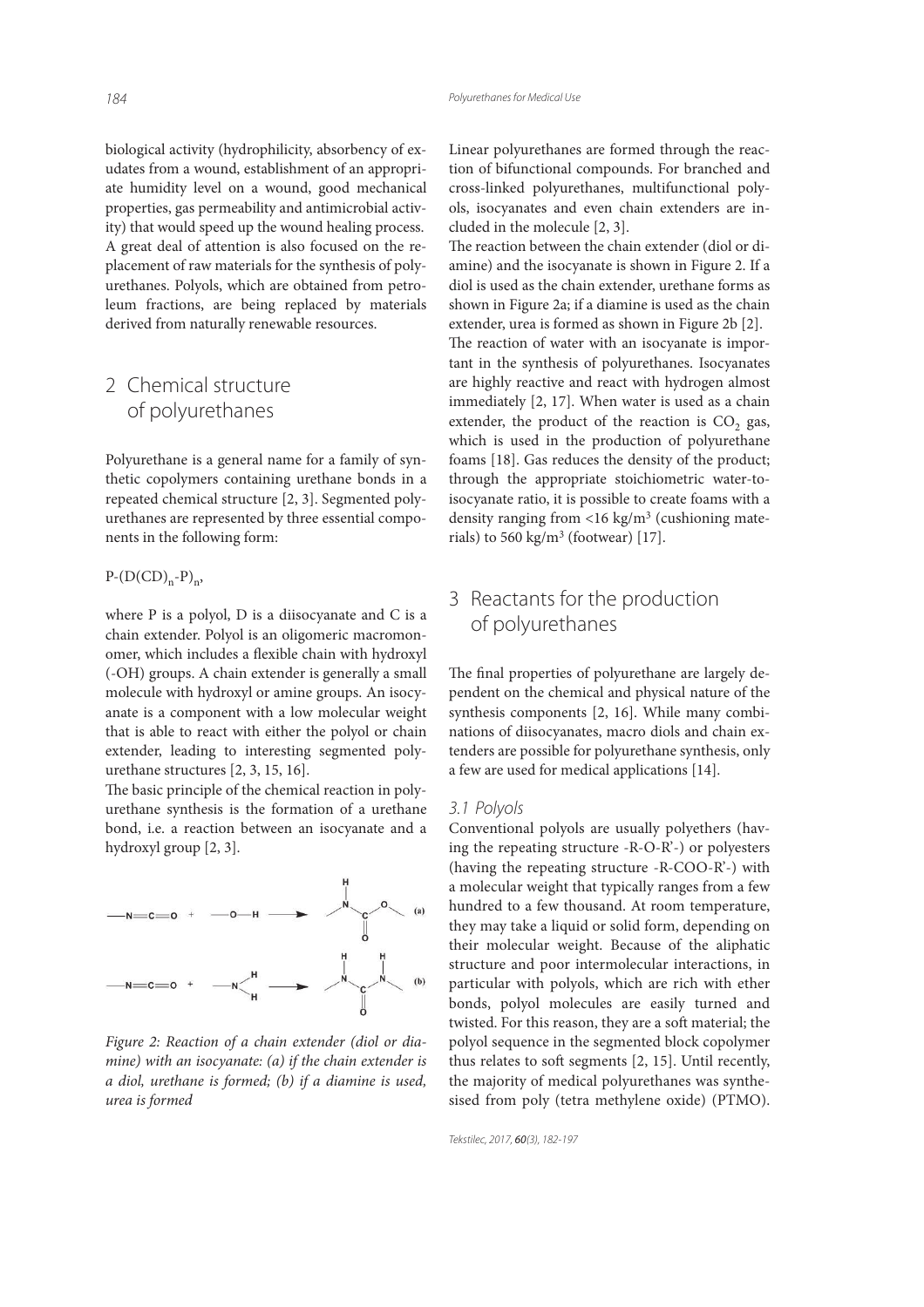biological activity (hydrophilicity, absorbency of exudates from a wound, establishment of an appropriate humidity level on a wound, good mechanical properties, gas permeability and antimicrobial activity) that would speed up the wound healing process. A great deal of attention is also focused on the replacement of raw materials for the synthesis of polyurethanes. Polyols, which are obtained from petroleum fractions, are being replaced by materials derived from naturally renewable resources.

## 2 Chemical structure of polyurethanes

Polyurethane is a general name for a family of synthetic copolymers containing urethane bonds in a repeated chemical structure [2, 3]. Segmented polyurethanes are represented by three essential components in the following form:

$P\text{-}(D(CD)_n\text{-}P)_n$,

where P is a polyol, D is a diisocyanate and C is a chain extender. Polyol is an oligomeric macromonomer, which includes a flexible chain with hydroxyl (-OH) groups. A chain extender is generally a small molecule with hydroxyl or amine groups. An isocyanate is a component with a low molecular weight that is able to react with either the polyol or chain extender, leading to interesting segmented polyurethane structures [2, 3, 15, 16].

The basic principle of the chemical reaction in polyurethane synthesis is the formation of a urethane bond, i.e. a reaction between an isocyanate and a hydroxyl group [2, 3].

*Figure 2: Reaction of a chain extender (diol or diamine) with an isocyanate: (a) if the chain extender is a diol, urethane is formed; (b) if a diamine is used, urea is formed*

Linear polyurethanes are formed through the reaction of bifunctional compounds. For branched and cross-linked polyurethanes, multifunctional polyols, isocyanates and even chain extenders are included in the molecule [2, 3].

The reaction between the chain extender (diol or diamine) and the isocyanate is shown in Figure 2. If a diol is used as the chain extender, urethane forms as shown in Figure 2a; if a diamine is used as the chain extender, urea is formed as shown in Figure 2b [2].

The reaction of water with an isocyanate is important in the synthesis of polyurethanes. Isocyanates are highly reactive and react with hydrogen almost immediately [2, 17]. When water is used as a chain extender, the product of the reaction is $CO_2$ gas, which is used in the production of polyurethane foams [18]. Gas reduces the density of the product; through the appropriate stoichiometric water-to-isocyanate ratio, it is possible to create foams with a density ranging from <16 kg/m$^3$ (cushioning materials) to 560 kg/m$^3$ (footwear) [17].

## 3 Reactants for the production of polyurethanes

The final properties of polyurethane are largely dependent on the chemical and physical nature of the synthesis components [2, 16]. While many combinations of diisocyanates, macro diols and chain extenders are possible for polyurethane synthesis, only a few are used for medical applications [14].

### 3.1 Polyols

Conventional polyols are usually polyethers (having the repeating structure -R-O-R'-) or polyesters (having the repeating structure -R-COO-R'-) with a molecular weight that typically ranges from a few hundred to a few thousand. At room temperature, they may take a liquid or solid form, depending on their molecular weight. Because of the aliphatic structure and poor intermolecular interactions, in particular with polyols, which are rich with ether bonds, polyol molecules are easily turned and twisted. For this reason, they are a soft material; the polyol sequence in the segmented block copolymer thus relates to soft segments [2, 15]. Until recently, the majority of medical polyurethanes was synthesised from poly (tetra methylene oxide) (PTMO).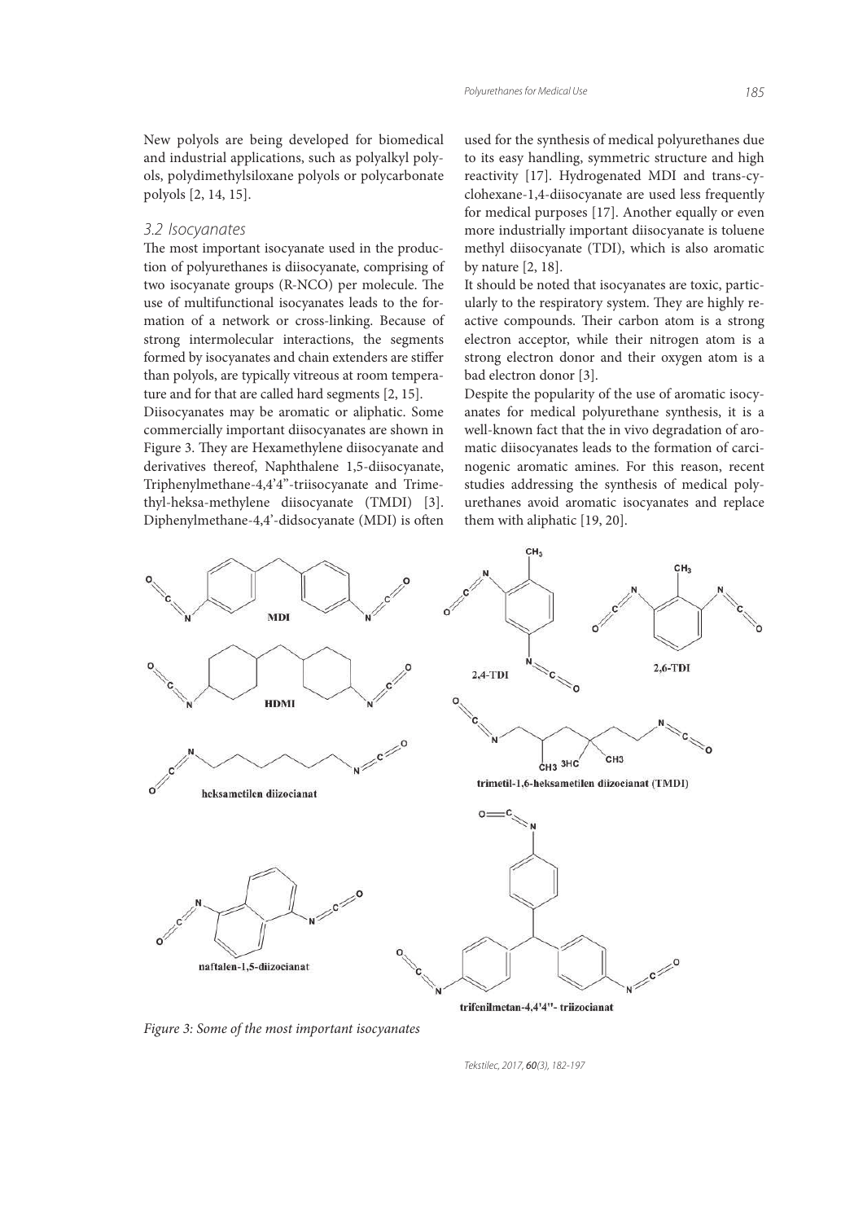New polyols are being developed for biomedical and industrial applications, such as polyalkyl polyols, polydimethylsiloxane polyols or polycarbonate polyols [2, 14, 15].

### 3.2 Isocyanates

The most important isocyanate used in the production of polyurethanes is diisocyanate, comprising of two isocyanate groups (R-NCO) per molecule. The use of multifunctional isocyanates leads to the formation of a network or cross-linking. Because of strong intermolecular interactions, the segments formed by isocyanates and chain extenders are stiffer than polyols, are typically vitreous at room temperature and for that are called hard segments [2, 15].

Diisocyanates may be aromatic or aliphatic. Some commercially important diisocyanates are shown in Figure 3. They are Hexamethylene diisocyanate and derivatives thereof, Naphthalene 1,5-diisocyanate, Triphenylmethane-4,4'4"-triisocyanate and Trimethyl-heksa-methylene diisocyanate (TMDI) [3]. Diphenylmethane-4,4'-didsocyanate (MDI) is often used for the synthesis of medical polyurethanes due to its easy handling, symmetric structure and high reactivity [17]. Hydrogenated MDI and trans-cyclohexane-1,4-diisocyanate are used less frequently for medical purposes [17]. Another equally or even more industrially important diisocyanate is toluene methyl diisocyanate (TDI), which is also aromatic by nature [2, 18].

It should be noted that isocyanates are toxic, particularly to the respiratory system. They are highly reactive compounds. Their carbon atom is a strong electron acceptor, while their nitrogen atom is a strong electron donor and their oxygen atom is a bad electron donor [3].

Despite the popularity of the use of aromatic isocyanates for medical polyurethane synthesis, it is a well-known fact that the in vivo degradation of aromatic diisocyanates leads to the formation of carcinogenic aromatic amines. For this reason, recent studies addressing the synthesis of medical polyurethanes avoid aromatic isocyanates and replace them with aliphatic [19, 20].

*Figure 3: Some of the most important isocyanates*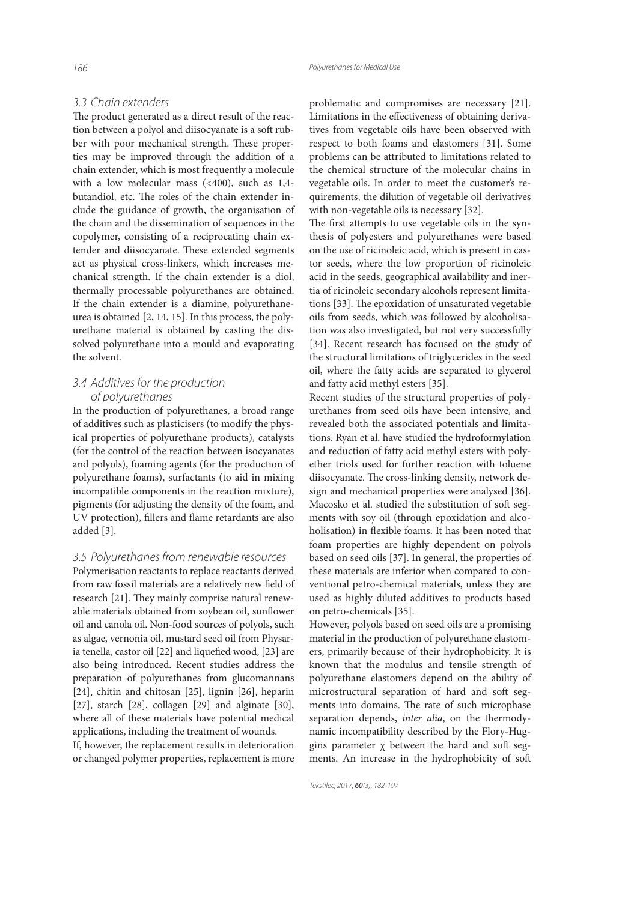### 3.3 Chain extenders

The product generated as a direct result of the reaction between a polyol and diisocyanate is a soft rubber with poor mechanical strength. These properties may be improved through the addition of a chain extender, which is most frequently a molecule with a low molecular mass (<400), such as 1,4-butandiol, etc. The roles of the chain extender include the guidance of growth, the organisation of the chain and the dissemination of sequences in the copolymer, consisting of a reciprocating chain extender and diisocyanate. These extended segments act as physical cross-linkers, which increases mechanical strength. If the chain extender is a diol, thermally processable polyurethanes are obtained. If the chain extender is a diamine, polyurethane-urea is obtained [2, 14, 15]. In this process, the polyurethane material is obtained by casting the dissolved polyurethane into a mould and evaporating the solvent.

### 3.4 Additives for the production of polyurethanes

In the production of polyurethanes, a broad range of additives such as plasticisers (to modify the physical properties of polyurethane products), catalysts (for the control of the reaction between isocyanates and polyols), foaming agents (for the production of polyurethane foams), surfactants (to aid in mixing incompatible components in the reaction mixture), pigments (for adjusting the density of the foam, and UV protection), fillers and flame retardants are also added [3].

### 3.5 Polyurethanes from renewable resources

Polymerisation reactants to replace reactants derived from raw fossil materials are a relatively new field of research [21]. They mainly comprise natural renewable materials obtained from soybean oil, sunflower oil and canola oil. Non-food sources of polyols, such as algae, vernonia oil, mustard seed oil from Physaria tenella, castor oil [22] and liquefied wood, [23] are also being introduced. Recent studies address the preparation of polyurethanes from glucomannans [24], chitin and chitosan [25], lignin [26], heparin [27], starch [28], collagen [29] and alginate [30], where all of these materials have potential medical applications, including the treatment of wounds.

If, however, the replacement results in deterioration or changed polymer properties, replacement is more problematic and compromises are necessary [21]. Limitations in the effectiveness of obtaining derivatives from vegetable oils have been observed with respect to both foams and elastomers [31]. Some problems can be attributed to limitations related to the chemical structure of the molecular chains in vegetable oils. In order to meet the customer's requirements, the dilution of vegetable oil derivatives with non-vegetable oils is necessary [32].

The first attempts to use vegetable oils in the synthesis of polyesters and polyurethanes were based on the use of ricinoleic acid, which is present in castor seeds, where the low proportion of ricinoleic acid in the seeds, geographical availability and inertia of ricinoleic secondary alcohols represent limitations [33]. The epoxidation of unsaturated vegetable oils from seeds, which was followed by alcoholisation was also investigated, but not very successfully [34]. Recent research has focused on the study of the structural limitations of triglycerides in the seed oil, where the fatty acids are separated to glycerol and fatty acid methyl esters [35].

Recent studies of the structural properties of polyurethanes from seed oils have been intensive, and revealed both the associated potentials and limitations. Ryan et al. have studied the hydroformylation and reduction of fatty acid methyl esters with polyether triols used for further reaction with toluene diisocyanate. The cross-linking density, network design and mechanical properties were analysed [36]. Macosko et al. studied the substitution of soft segments with soy oil (through epoxidation and alcoholisation) in flexible foams. It has been noted that foam properties are highly dependent on polyols based on seed oils [37]. In general, the properties of these materials are inferior when compared to conventional petro-chemical materials, unless they are used as highly diluted additives to products based on petro-chemicals [35].

However, polyols based on seed oils are a promising material in the production of polyurethane elastomers, primarily because of their hydrophobicity. It is known that the modulus and tensile strength of polyurethane elastomers depend on the ability of microstructural separation of hard and soft segments into domains. The rate of such microphase separation depends, *inter alia*, on the thermodynamic incompatibility described by the Flory-Huggins parameter $\chi$ between the hard and soft segments. An increase in the hydrophobicity of soft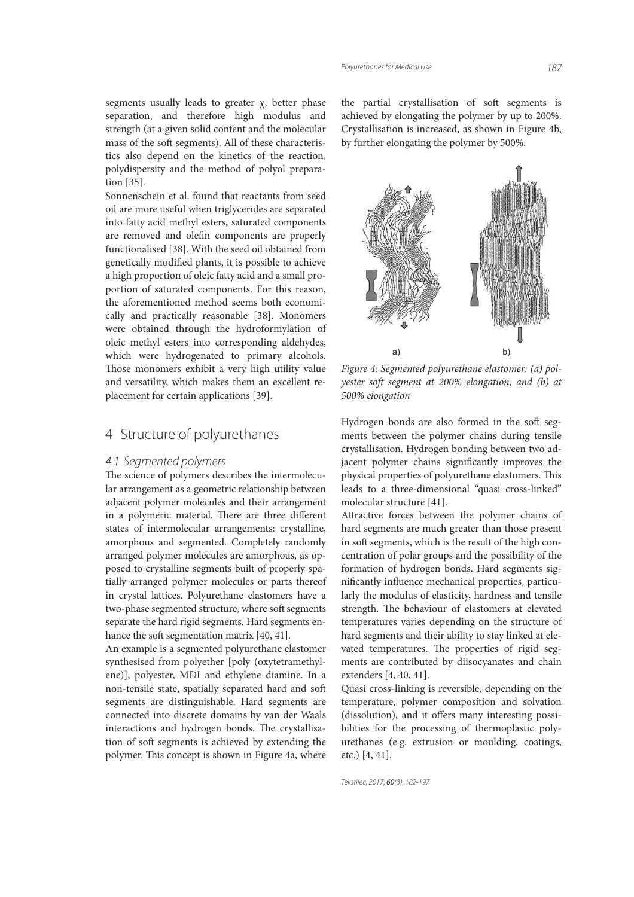segments usually leads to greater χ, better phase separation, and therefore high modulus and strength (at a given solid content and the molecular mass of the soft segments). All of these characteristics also depend on the kinetics of the reaction, polydispersity and the method of polyol preparation [35].

Sonnenschein et al. found that reactants from seed oil are more useful when triglycerides are separated into fatty acid methyl esters, saturated components are removed and olefin components are properly functionalised [38]. With the seed oil obtained from genetically modified plants, it is possible to achieve a high proportion of oleic fatty acid and a small proportion of saturated components. For this reason, the aforementioned method seems both economically and practically reasonable [38]. Monomers were obtained through the hydroformylation of oleic methyl esters into corresponding aldehydes, which were hydrogenated to primary alcohols. Those monomers exhibit a very high utility value and versatility, which makes them an excellent replacement for certain applications [39].

## 4 Structure of polyurethanes

### 4.1 Segmented polymers

The science of polymers describes the intermolecular arrangement as a geometric relationship between adjacent polymer molecules and their arrangement in a polymeric material. There are three different states of intermolecular arrangements: crystalline, amorphous and segmented. Completely randomly arranged polymer molecules are amorphous, as opposed to crystalline segments built of properly spatially arranged polymer molecules or parts thereof in crystal lattices. Polyurethane elastomers have a two-phase segmented structure, where soft segments separate the hard rigid segments. Hard segments enhance the soft segmentation matrix [40, 41].

An example is a segmented polyurethane elastomer synthesised from polyether [poly (oxytetramethylene)], polyester, MDI and ethylene diamine. In a non-tensile state, spatially separated hard and soft segments are distinguishable. Hard segments are connected into discrete domains by van der Waals interactions and hydrogen bonds. The crystallisation of soft segments is achieved by extending the polymer. This concept is shown in Figure 4a, where the partial crystallisation of soft segments is achieved by elongating the polymer by up to 200%. Crystallisation is increased, as shown in Figure 4b, by further elongating the polymer by 500%.

*Figure 4: Segmented polyurethane elastomer: (a) polyester soft segment at 200% elongation, and (b) at 500% elongation*

Hydrogen bonds are also formed in the soft segments between the polymer chains during tensile crystallisation. Hydrogen bonding between two adjacent polymer chains significantly improves the physical properties of polyurethane elastomers. This leads to a three-dimensional "quasi cross-linked" molecular structure [41].

Attractive forces between the polymer chains of hard segments are much greater than those present in soft segments, which is the result of the high concentration of polar groups and the possibility of the formation of hydrogen bonds. Hard segments significantly influence mechanical properties, particularly the modulus of elasticity, hardness and tensile strength. The behaviour of elastomers at elevated temperatures varies depending on the structure of hard segments and their ability to stay linked at elevated temperatures. The properties of rigid segments are contributed by diisocyanates and chain extenders [4, 40, 41].

Quasi cross-linking is reversible, depending on the temperature, polymer composition and solvation (dissolution), and it offers many interesting possibilities for the processing of thermoplastic polyurethanes (e.g. extrusion or moulding, coatings, etc.) [4, 41].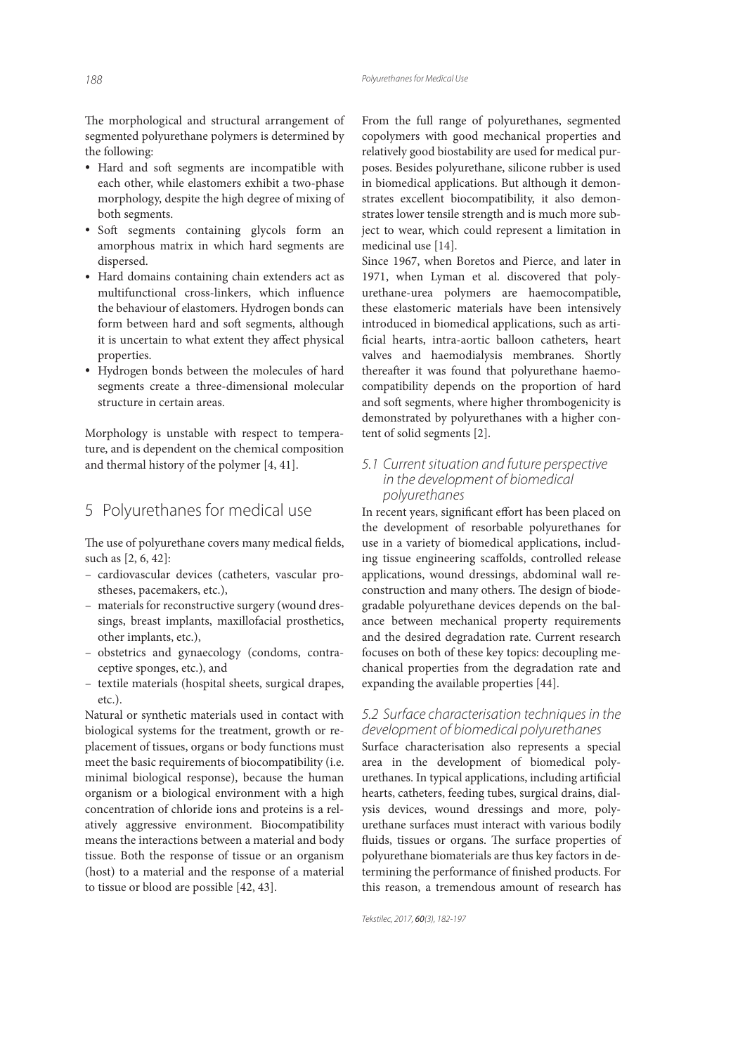The morphological and structural arrangement of segmented polyurethane polymers is determined by the following:

- Hard and soft segments are incompatible with each other, while elastomers exhibit a two-phase morphology, despite the high degree of mixing of both segments.
- Soft segments containing glycols form an amorphous matrix in which hard segments are dispersed.
- Hard domains containing chain extenders act as multifunctional cross-linkers, which influence the behaviour of elastomers. Hydrogen bonds can form between hard and soft segments, although it is uncertain to what extent they affect physical properties.
- Hydrogen bonds between the molecules of hard segments create a three-dimensional molecular structure in certain areas.

Morphology is unstable with respect to temperature, and is dependent on the chemical composition and thermal history of the polymer [4, 41].

## 5 Polyurethanes for medical use

The use of polyurethane covers many medical fields, such as [2, 6, 42]:

- cardiovascular devices (catheters, vascular prostheses, pacemakers, etc.),
- materials for reconstructive surgery (wound dressings, breast implants, maxillofacial prosthetics, other implants, etc.),
- obstetrics and gynaecology (condoms, contraceptive sponges, etc.), and
- textile materials (hospital sheets, surgical drapes, etc.).

Natural or synthetic materials used in contact with biological systems for the treatment, growth or replacement of tissues, organs or body functions must meet the basic requirements of biocompatibility (i.e. minimal biological response), because the human organism or a biological environment with a high concentration of chloride ions and proteins is a relatively aggressive environment. Biocompatibility means the interactions between a material and body tissue. Both the response of tissue or an organism (host) to a material and the response of a material to tissue or blood are possible [42, 43].

From the full range of polyurethanes, segmented copolymers with good mechanical properties and relatively good biostability are used for medical purposes. Besides polyurethane, silicone rubber is used in biomedical applications. But although it demonstrates excellent biocompatibility, it also demonstrates lower tensile strength and is much more subject to wear, which could represent a limitation in medicinal use [14].

Since 1967, when Boretos and Pierce, and later in 1971, when Lyman et al. discovered that polyurethane-urea polymers are haemocompatible, these elastomeric materials have been intensively introduced in biomedical applications, such as artificial hearts, intra-aortic balloon catheters, heart valves and haemodialysis membranes. Shortly thereafter it was found that polyurethane haemocompatibility depends on the proportion of hard and soft segments, where higher thrombogenicity is demonstrated by polyurethanes with a higher content of solid segments [2].

### *5.1 Current situation and future perspective in the development of biomedical polyurethanes*

In recent years, significant effort has been placed on the development of resorbable polyurethanes for use in a variety of biomedical applications, including tissue engineering scaffolds, controlled release applications, wound dressings, abdominal wall reconstruction and many others. The design of biodegradable polyurethane devices depends on the balance between mechanical property requirements and the desired degradation rate. Current research focuses on both of these key topics: decoupling mechanical properties from the degradation rate and expanding the available properties [44].

### *5.2 Surface characterisation techniques in the development of biomedical polyurethanes*

Surface characterisation also represents a special area in the development of biomedical polyurethanes. In typical applications, including artificial hearts, catheters, feeding tubes, surgical drains, dialysis devices, wound dressings and more, polyurethane surfaces must interact with various bodily fluids, tissues or organs. The surface properties of polyurethane biomaterials are thus key factors in determining the performance of finished products. For this reason, a tremendous amount of research has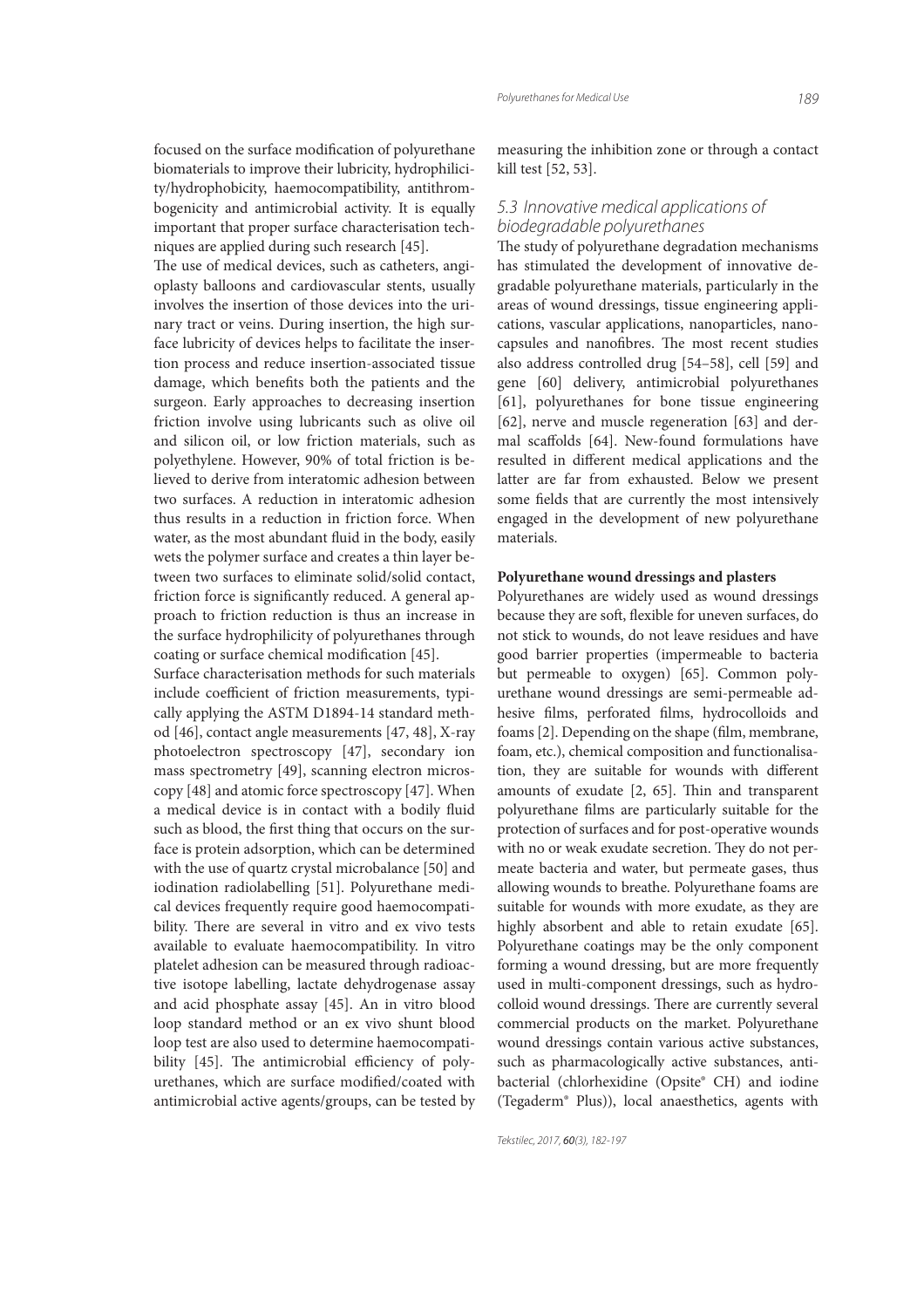focused on the surface modification of polyurethane biomaterials to improve their lubricity, hydrophilicity/hydrophobicity, haemocompatibility, antithrombogenicity and antimicrobial activity. It is equally important that proper surface characterisation techniques are applied during such research [45].

The use of medical devices, such as catheters, angioplasty balloons and cardiovascular stents, usually involves the insertion of those devices into the urinary tract or veins. During insertion, the high surface lubricity of devices helps to facilitate the insertion process and reduce insertion-associated tissue damage, which benefits both the patients and the surgeon. Early approaches to decreasing insertion friction involve using lubricants such as olive oil and silicon oil, or low friction materials, such as polyethylene. However, 90% of total friction is believed to derive from interatomic adhesion between two surfaces. A reduction in interatomic adhesion thus results in a reduction in friction force. When water, as the most abundant fluid in the body, easily wets the polymer surface and creates a thin layer between two surfaces to eliminate solid/solid contact, friction force is significantly reduced. A general approach to friction reduction is thus an increase in the surface hydrophilicity of polyurethanes through coating or surface chemical modification [45].

Surface characterisation methods for such materials include coefficient of friction measurements, typically applying the ASTM D1894-14 standard method [46], contact angle measurements [47, 48], X-ray photoelectron spectroscopy [47], secondary ion mass spectrometry [49], scanning electron microscopy [48] and atomic force spectroscopy [47]. When a medical device is in contact with a bodily fluid such as blood, the first thing that occurs on the surface is protein adsorption, which can be determined with the use of quartz crystal microbalance [50] and iodination radiolabelling [51]. Polyurethane medical devices frequently require good haemocompatibility. There are several in vitro and ex vivo tests available to evaluate haemocompatibility. In vitro platelet adhesion can be measured through radioactive isotope labelling, lactate dehydrogenase assay and acid phosphate assay [45]. An in vitro blood loop standard method or an ex vivo shunt blood loop test are also used to determine haemocompatibility [45]. The antimicrobial efficiency of polyurethanes, which are surface modified/coated with antimicrobial active agents/groups, can be tested by measuring the inhibition zone or through a contact kill test [52, 53].

### *5.3 Innovative medical applications of biodegradable polyurethanes*

The study of polyurethane degradation mechanisms has stimulated the development of innovative degradable polyurethane materials, particularly in the areas of wound dressings, tissue engineering applications, vascular applications, nanoparticles, nanocapsules and nanofibres. The most recent studies also address controlled drug [54–58], cell [59] and gene [60] delivery, antimicrobial polyurethanes [61], polyurethanes for bone tissue engineering [62], nerve and muscle regeneration [63] and dermal scaffolds [64]. New-found formulations have resulted in different medical applications and the latter are far from exhausted. Below we present some fields that are currently the most intensively engaged in the development of new polyurethane materials.

**Polyurethane wound dressings and plasters**

Polyurethanes are widely used as wound dressings because they are soft, flexible for uneven surfaces, do not stick to wounds, do not leave residues and have good barrier properties (impermeable to bacteria but permeable to oxygen) [65]. Common polyurethane wound dressings are semi-permeable adhesive films, perforated films, hydrocolloids and foams [2]. Depending on the shape (film, membrane, foam, etc.), chemical composition and functionalisation, they are suitable for wounds with different amounts of exudate [2, 65]. Thin and transparent polyurethane films are particularly suitable for the protection of surfaces and for post-operative wounds with no or weak exudate secretion. They do not permeate bacteria and water, but permeate gases, thus allowing wounds to breathe. Polyurethane foams are suitable for wounds with more exudate, as they are highly absorbent and able to retain exudate [65]. Polyurethane coatings may be the only component forming a wound dressing, but are more frequently used in multi-component dressings, such as hydrocolloid wound dressings. There are currently several commercial products on the market. Polyurethane wound dressings contain various active substances, such as pharmacologically active substances, antibacterial (chlorhexidine (Opsite® CH) and iodine (Tegaderm® Plus)), local anaesthetics, agents with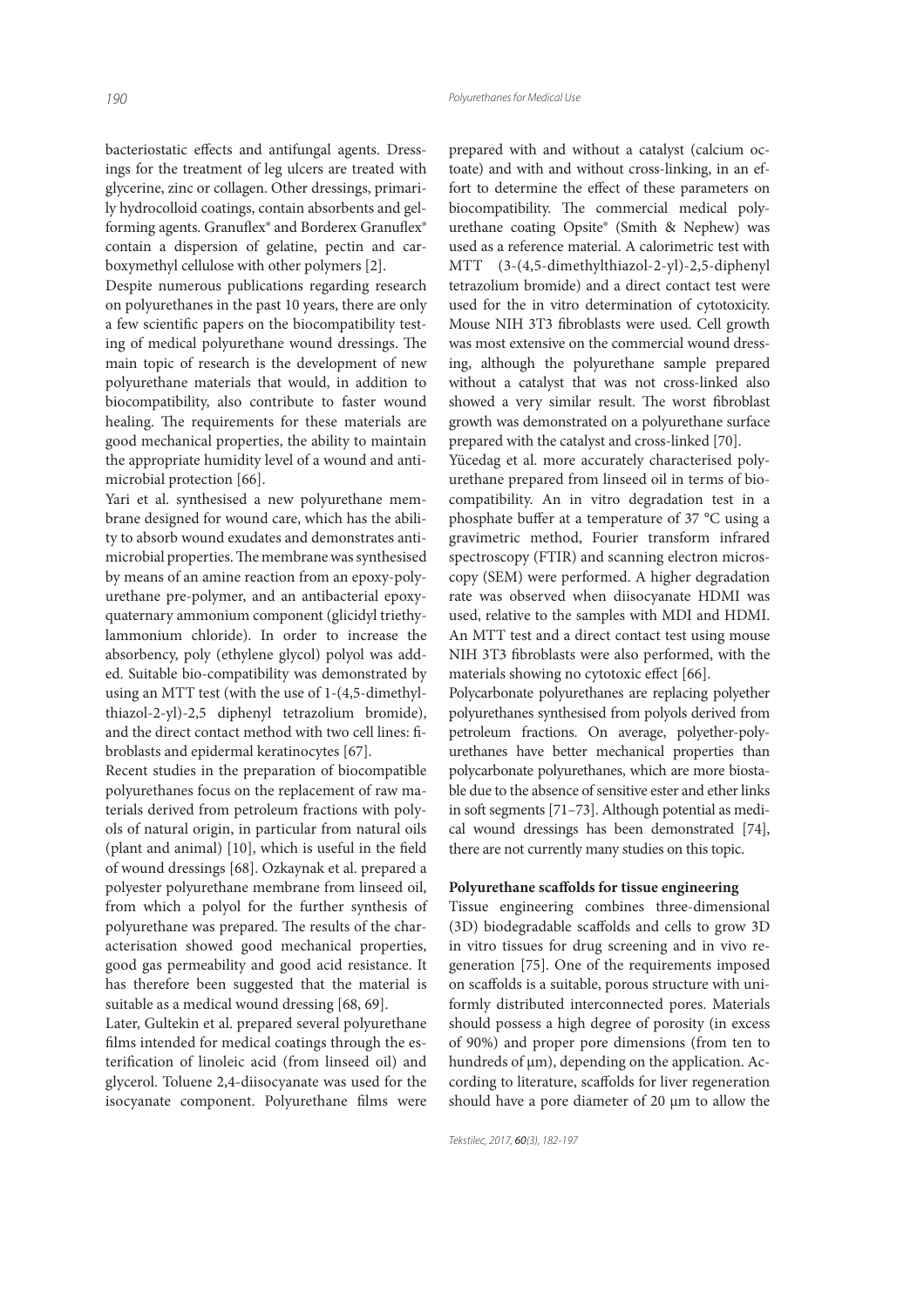bacteriostatic effects and antifungal agents. Dressings for the treatment of leg ulcers are treated with glycerine, zinc or collagen. Other dressings, primarily hydrocolloid coatings, contain absorbents and gel-forming agents. Granuflex® and Borderex Granuflex® contain a dispersion of gelatine, pectin and carboxymethyl cellulose with other polymers [2].

Despite numerous publications regarding research on polyurethanes in the past 10 years, there are only a few scientific papers on the biocompatibility testing of medical polyurethane wound dressings. The main topic of research is the development of new polyurethane materials that would, in addition to biocompatibility, also contribute to faster wound healing. The requirements for these materials are good mechanical properties, the ability to maintain the appropriate humidity level of a wound and antimicrobial protection [66].

Yari et al. synthesised a new polyurethane membrane designed for wound care, which has the ability to absorb wound exudates and demonstrates antimicrobial properties. The membrane was synthesised by means of an amine reaction from an epoxy-polyurethane pre-polymer, and an antibacterial epoxy-quaternary ammonium component (glicidyl triethylammonium chloride). In order to increase the absorbency, poly (ethylene glycol) polyol was added. Suitable bio-compatibility was demonstrated by using an MTT test (with the use of 1-(4,5-dimethylthiazol-2-yl)-2,5 diphenyl tetrazolium bromide), and the direct contact method with two cell lines: fibroblasts and epidermal keratinocytes [67].

Recent studies in the preparation of biocompatible polyurethanes focus on the replacement of raw materials derived from petroleum fractions with polyols of natural origin, in particular from natural oils (plant and animal) [10], which is useful in the field of wound dressings [68]. Ozkaynak et al. prepared a polyester polyurethane membrane from linseed oil, from which a polyol for the further synthesis of polyurethane was prepared. The results of the characterisation showed good mechanical properties, good gas permeability and good acid resistance. It has therefore been suggested that the material is suitable as a medical wound dressing [68, 69].

Later, Gultekin et al. prepared several polyurethane films intended for medical coatings through the esterification of linoleic acid (from linseed oil) and glycerol. Toluene 2,4-diisocyanate was used for the isocyanate component. Polyurethane films were prepared with and without a catalyst (calcium octoate) and with and without cross-linking, in an effort to determine the effect of these parameters on biocompatibility. The commercial medical polyurethane coating Opsite® (Smith & Nephew) was used as a reference material. A calorimetric test with MTT (3-(4,5-dimethylthiazol-2-yl)-2,5-diphenyl tetrazolium bromide) and a direct contact test were used for the in vitro determination of cytotoxicity. Mouse NIH 3T3 fibroblasts were used. Cell growth was most extensive on the commercial wound dressing, although the polyurethane sample prepared without a catalyst that was not cross-linked also showed a very similar result. The worst fibroblast growth was demonstrated on a polyurethane surface prepared with the catalyst and cross-linked [70].

Yücedag et al. more accurately characterised polyurethane prepared from linseed oil in terms of biocompatibility. An in vitro degradation test in a phosphate buffer at a temperature of 37 °C using a gravimetric method, Fourier transform infrared spectroscopy (FTIR) and scanning electron microscopy (SEM) were performed. A higher degradation rate was observed when diisocyanate HDMI was used, relative to the samples with MDI and HDMI. An MTT test and a direct contact test using mouse NIH 3T3 fibroblasts were also performed, with the materials showing no cytotoxic effect [66].

Polycarbonate polyurethanes are replacing polyether polyurethanes synthesised from polyols derived from petroleum fractions. On average, polyether-polyurethanes have better mechanical properties than polycarbonate polyurethanes, which are more biostable due to the absence of sensitive ester and ether links in soft segments [71–73]. Although potential as medical wound dressings has been demonstrated [74], there are not currently many studies on this topic.

**Polyurethane scaffolds for tissue engineering**

Tissue engineering combines three-dimensional (3D) biodegradable scaffolds and cells to grow 3D in vitro tissues for drug screening and in vivo regeneration [75]. One of the requirements imposed on scaffolds is a suitable, porous structure with uniformly distributed interconnected pores. Materials should possess a high degree of porosity (in excess of 90%) and proper pore dimensions (from ten to hundreds of μm), depending on the application. According to literature, scaffolds for liver regeneration should have a pore diameter of 20 μm to allow the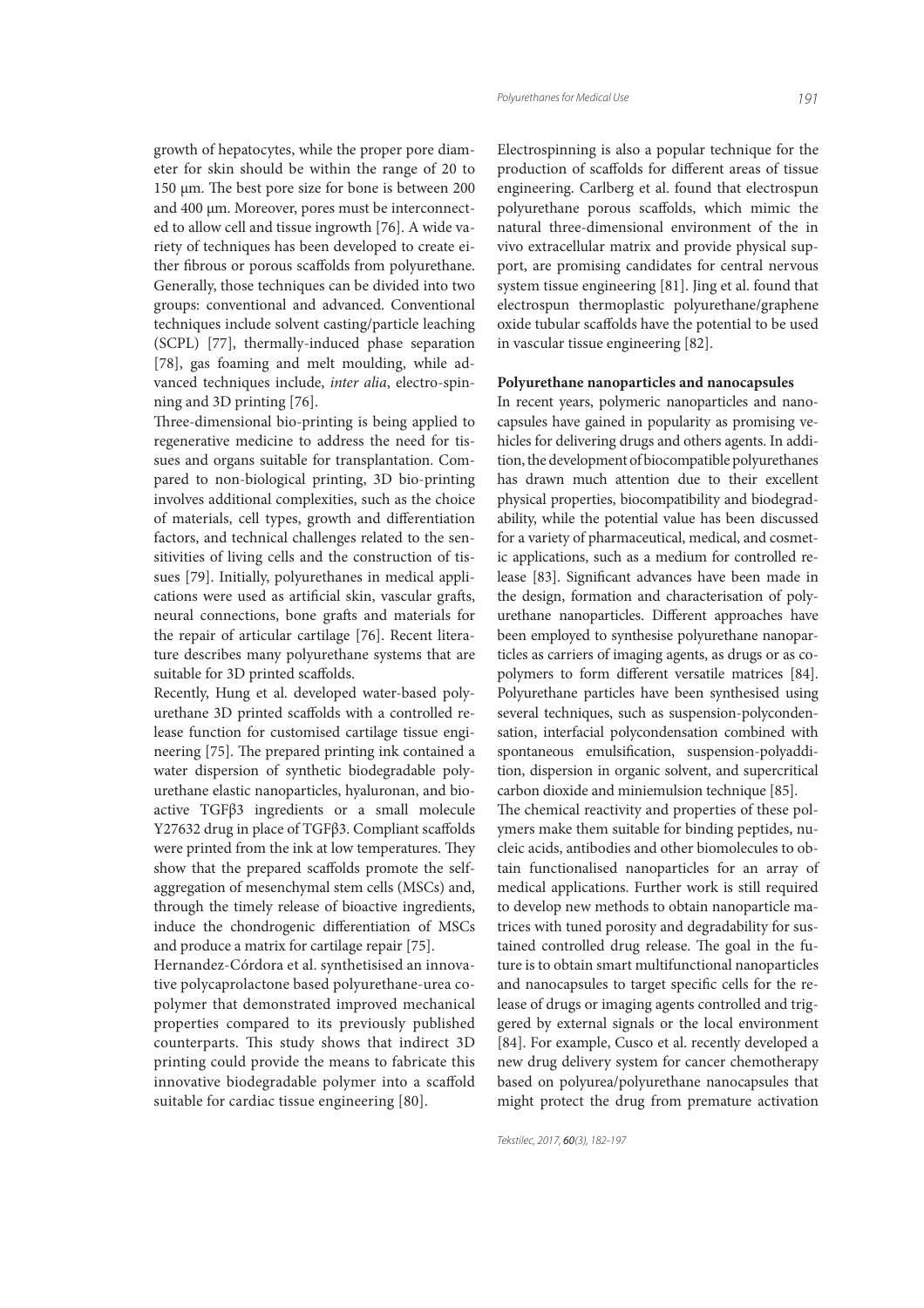growth of hepatocytes, while the proper pore diameter for skin should be within the range of 20 to 150 µm. The best pore size for bone is between 200 and 400 µm. Moreover, pores must be interconnected to allow cell and tissue ingrowth [76]. A wide variety of techniques has been developed to create either fibrous or porous scaffolds from polyurethane. Generally, those techniques can be divided into two groups: conventional and advanced. Conventional techniques include solvent casting/particle leaching (SCPL) [77], thermally-induced phase separation [78], gas foaming and melt moulding, while advanced techniques include, *inter alia*, electro-spinning and 3D printing [76].

Three-dimensional bio-printing is being applied to regenerative medicine to address the need for tissues and organs suitable for transplantation. Compared to non-biological printing, 3D bio-printing involves additional complexities, such as the choice of materials, cell types, growth and differentiation factors, and technical challenges related to the sensitivities of living cells and the construction of tissues [79]. Initially, polyurethanes in medical applications were used as artificial skin, vascular grafts, neural connections, bone grafts and materials for the repair of articular cartilage [76]. Recent literature describes many polyurethane systems that are suitable for 3D printed scaffolds.

Recently, Hung et al. developed water-based polyurethane 3D printed scaffolds with a controlled release function for customised cartilage tissue engineering [75]. The prepared printing ink contained a water dispersion of synthetic biodegradable polyurethane elastic nanoparticles, hyaluronan, and bioactive TGFβ3 ingredients or a small molecule Y27632 drug in place of TGFβ3. Compliant scaffolds were printed from the ink at low temperatures. They show that the prepared scaffolds promote the self-aggregation of mesenchymal stem cells (MSCs) and, through the timely release of bioactive ingredients, induce the chondrogenic differentiation of MSCs and produce a matrix for cartilage repair [75].

Hernandez-Córdora et al. synthetisised an innovative polycaprolactone based polyurethane-urea copolymer that demonstrated improved mechanical properties compared to its previously published counterparts. This study shows that indirect 3D printing could provide the means to fabricate this innovative biodegradable polymer into a scaffold suitable for cardiac tissue engineering [80].

Electrospinning is also a popular technique for the production of scaffolds for different areas of tissue engineering. Carlberg et al. found that electrospun polyurethane porous scaffolds, which mimic the natural three-dimensional environment of the in vivo extracellular matrix and provide physical support, are promising candidates for central nervous system tissue engineering [81]. Jing et al. found that electrospun thermoplastic polyurethane/graphene oxide tubular scaffolds have the potential to be used in vascular tissue engineering [82].

**Polyurethane nanoparticles and nanocapsules**

In recent years, polymeric nanoparticles and nanocapsules have gained in popularity as promising vehicles for delivering drugs and others agents. In addition, the development of biocompatible polyurethanes has drawn much attention due to their excellent physical properties, biocompatibility and biodegradability, while the potential value has been discussed for a variety of pharmaceutical, medical, and cosmetic applications, such as a medium for controlled release [83]. Significant advances have been made in the design, formation and characterisation of polyurethane nanoparticles. Different approaches have been employed to synthesise polyurethane nanoparticles as carriers of imaging agents, as drugs or as copolymers to form different versatile matrices [84]. Polyurethane particles have been synthesised using several techniques, such as suspension-polycondensation, interfacial polycondensation combined with spontaneous emulsification, suspension-polyaddition, dispersion in organic solvent, and supercritical carbon dioxide and miniemulsion technique [85].

The chemical reactivity and properties of these polymers make them suitable for binding peptides, nucleic acids, antibodies and other biomolecules to obtain functionalised nanoparticles for an array of medical applications. Further work is still required to develop new methods to obtain nanoparticle matrices with tuned porosity and degradability for sustained controlled drug release. The goal in the future is to obtain smart multifunctional nanoparticles and nanocapsules to target specific cells for the release of drugs or imaging agents controlled and triggered by external signals or the local environment [84]. For example, Cusco et al. recently developed a new drug delivery system for cancer chemotherapy based on polyurea/polyurethane nanocapsules that might protect the drug from premature activation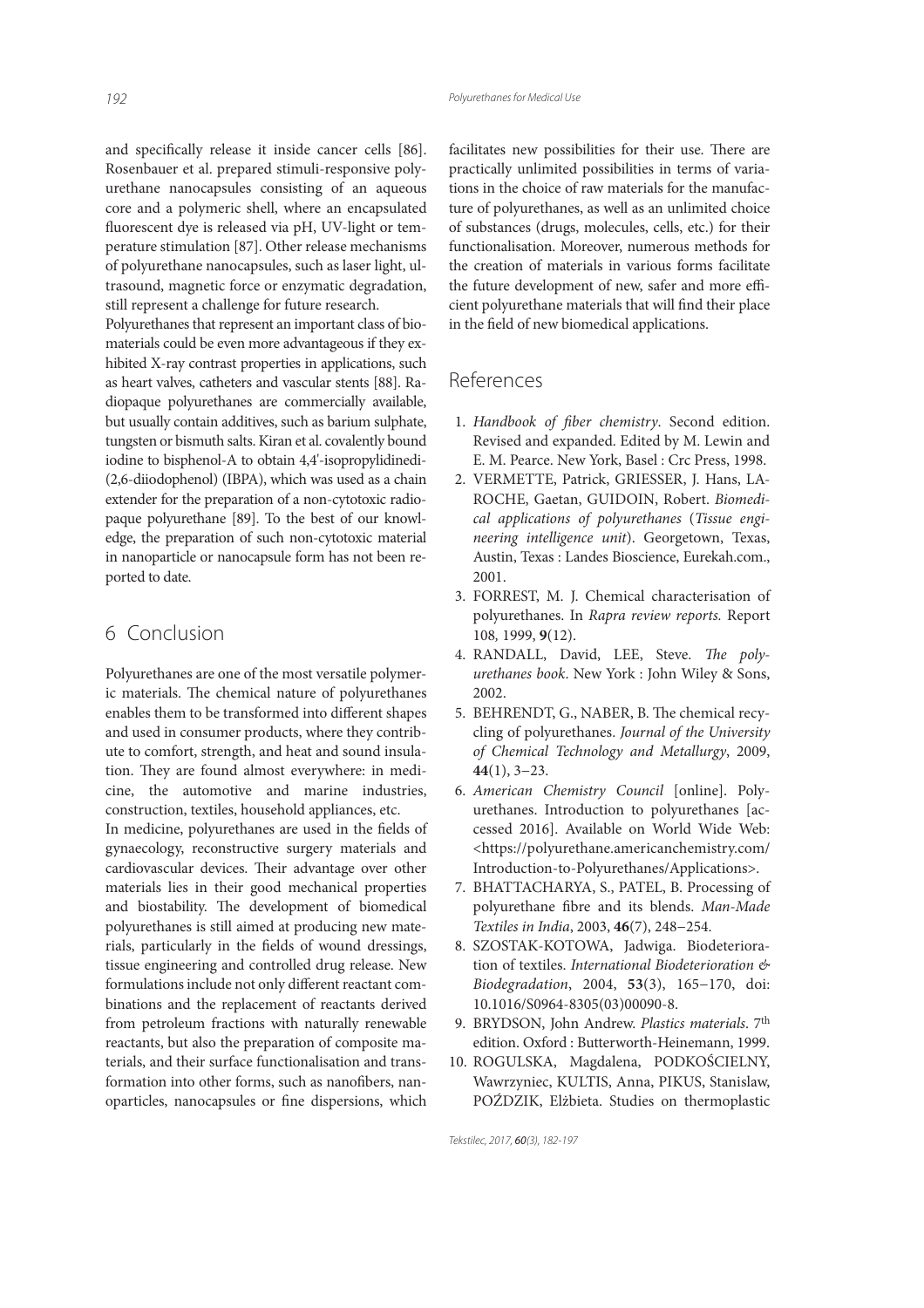and specifically release it inside cancer cells [86]. Rosenbauer et al. prepared stimuli-responsive polyurethane nanocapsules consisting of an aqueous core and a polymeric shell, where an encapsulated fluorescent dye is released via pH, UV-light or temperature stimulation [87]. Other release mechanisms of polyurethane nanocapsules, such as laser light, ultrasound, magnetic force or enzymatic degradation, still represent a challenge for future research.

Polyurethanes that represent an important class of biomaterials could be even more advantageous if they exhibited X-ray contrast properties in applications, such as heart valves, catheters and vascular stents [88]. Radiopaque polyurethanes are commercially available, but usually contain additives, such as barium sulphate, tungsten or bismuth salts. Kiran et al. covalently bound iodine to bisphenol-A to obtain 4,4'-isopropylidinedi-(2,6-diiodophenol) (IBPA), which was used as a chain extender for the preparation of a non-cytotoxic radiopaque polyurethane [89]. To the best of our knowledge, the preparation of such non-cytotoxic material in nanoparticle or nanocapsule form has not been reported to date.

## 6 Conclusion

Polyurethanes are one of the most versatile polymeric materials. The chemical nature of polyurethanes enables them to be transformed into different shapes and used in consumer products, where they contribute to comfort, strength, and heat and sound insulation. They are found almost everywhere: in medicine, the automotive and marine industries, construction, textiles, household appliances, etc.

In medicine, polyurethanes are used in the fields of gynaecology, reconstructive surgery materials and cardiovascular devices. Their advantage over other materials lies in their good mechanical properties and biostability. The development of biomedical polyurethanes is still aimed at producing new materials, particularly in the fields of wound dressings, tissue engineering and controlled drug release. New formulations include not only different reactant combinations and the replacement of reactants derived from petroleum fractions with naturally renewable reactants, but also the preparation of composite materials, and their surface functionalisation and transformation into other forms, such as nanofibers, nanoparticles, nanocapsules or fine dispersions, which facilitates new possibilities for their use. There are practically unlimited possibilities in terms of variations in the choice of raw materials for the manufacture of polyurethanes, as well as an unlimited choice of substances (drugs, molecules, cells, etc.) for their functionalisation. Moreover, numerous methods for the creation of materials in various forms facilitate the future development of new, safer and more efficient polyurethane materials that will find their place in the field of new biomedical applications.

## References

1. *Handbook of fiber chemistry*. Second edition. Revised and expanded. Edited by M. Lewin and E. M. Pearce. New York, Basel : Crc Press, 1998.
2. VERMETTE, Patrick, GRIESSER, J. Hans, LAROCHE, Gaetan, GUIDOIN, Robert. *Biomedical applications of polyurethanes* (*Tissue engineering intelligence unit*). Georgetown, Texas, Austin, Texas : Landes Bioscience, Eurekah.com., 2001.
3. FORREST, M. J. Chemical characterisation of polyurethanes. In *Rapra review reports.* Report 108*,* 1999, **9**(12).
4. RANDALL, David, LEE, Steve. *The polyurethanes book*. New York : John Wiley & Sons, 2002.
5. BEHRENDT, G., NABER, B. The chemical recycling of polyurethanes. *Journal of the University of Chemical Technology and Metallurgy*, 2009, **44**(1), 3−23.
6. *American Chemistry Council* [online]. Polyurethanes. Introduction to polyurethanes [accessed 2016]. Available on World Wide Web: <https://polyurethane.americanchemistry.com/Introduction-to-Polyurethanes/Applications>.
7. BHATTACHARYA, S., PATEL, B. Processing of polyurethane fibre and its blends. *Man-Made Textiles in India*, 2003, **46**(7), 248−254.
8. SZOSTAK-KOTOWA, Jadwiga. Biodeterioration of textiles. *International Biodeterioration & Biodegradation*, 2004, **53**(3), 165−170, doi: 10.1016/S0964-8305(03)00090-8.
9. BRYDSON, John Andrew. *Plastics materials*. 7th edition. Oxford : Butterworth-Heinemann, 1999.
10. ROGULSKA, Magdalena, PODKOŚCIELNY, Wawrzyniec, KULTIS, Anna, PIKUS, Stanislaw, POŹDZIK, Elżbieta. Studies on thermoplastic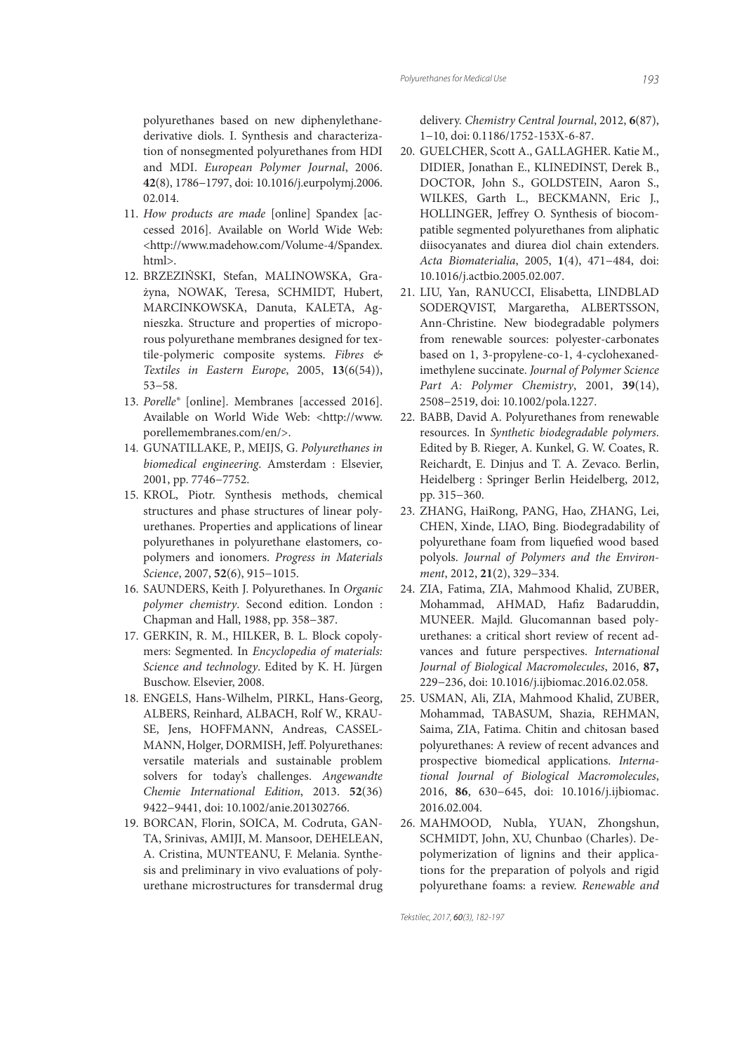polyurethanes based on new diphenylethane-derivative diols. I. Synthesis and characterization of nonsegmented polyurethanes from HDI and MDI. *European Polymer Journal*, 2006. **42**(8), 1786−1797, doi: 10.1016/j.eurpolymj.2006.02.014.

11. *How products are made* [online] Spandex [accessed 2016]. Available on World Wide Web: <http://www.madehow.com/Volume-4/Spandex.html>.
12. BRZEZIŃSKI, Stefan, MALINOWSKA, Grażyna, NOWAK, Teresa, SCHMIDT, Hubert, MARCINKOWSKA, Danuta, KALETA, Agnieszka. Structure and properties of microporous polyurethane membranes designed for textile-polymeric composite systems. *Fibres & Textiles in Eastern Europe*, 2005, **13**(6(54)), 53−58.
13. *Porelle®* [online]. Membranes [accessed 2016]. Available on World Wide Web: <http://www.porellemembranes.com/en/>.
14. GUNATILLAKE, P., MEIJS, G. *Polyurethanes in biomedical engineering*. Amsterdam : Elsevier, 2001, pp. 7746−7752.
15. KROL, Piotr. Synthesis methods, chemical structures and phase structures of linear polyurethanes. Properties and applications of linear polyurethanes in polyurethane elastomers, copolymers and ionomers. *Progress in Materials Science*, 2007, **52**(6), 915−1015.
16. SAUNDERS, Keith J. Polyurethanes. In *Organic polymer chemistry*. Second edition. London : Chapman and Hall, 1988, pp. 358−387.
17. GERKIN, R. M., HILKER, B. L. Block copolymers: Segmented. In *Encyclopedia of materials: Science and technology*. Edited by K. H. Jürgen Buschow. Elsevier, 2008.
18. ENGELS, Hans-Wilhelm, PIRKL, Hans-Georg, ALBERS, Reinhard, ALBACH, Rolf W., KRAUSE, Jens, HOFFMANN, Andreas, CASSELMANN, Holger, DORMISH, Jeff. Polyurethanes: versatile materials and sustainable problem solvers for today's challenges. *Angewandte Chemie International Edition*, 2013. **52**(36) 9422−9441, doi: 10.1002/anie.201302766.
19. BORCAN, Florin, SOICA, M. Codruta, GANTA, Srinivas, AMIJI, M. Mansoor, DEHELEAN, A. Cristina, MUNTEANU, F. Melania. Synthesis and preliminary in vivo evaluations of polyurethane microstructures for transdermal drug delivery. *Chemistry Central Journal*, 2012, **6**(87), 1−10, doi: 0.1186/1752-153X-6-87.
20. GUELCHER, Scott A., GALLAGHER. Katie M., DIDIER, Jonathan E., KLINEDINST, Derek B., DOCTOR, John S., GOLDSTEIN, Aaron S., WILKES, Garth L., BECKMANN, Eric J., HOLLINGER, Jeffrey O. Synthesis of biocompatible segmented polyurethanes from aliphatic diisocyanates and diurea diol chain extenders. *Acta Biomaterialia*, 2005, **1**(4), 471−484, doi: 10.1016/j.actbio.2005.02.007.
21. LIU, Yan, RANUCCI, Elisabetta, LINDBLAD SODERQVIST, Margaretha, ALBERTSSON, Ann-Christine. New biodegradable polymers from renewable sources: polyester-carbonates based on 1, 3-propylene-co-1, 4-cyclohexanedimethylene succinate. *Journal of Polymer Science Part A: Polymer Chemistry*, 2001, **39**(14), 2508−2519, doi: 10.1002/pola.1227.
22. BABB, David A. Polyurethanes from renewable resources. In *Synthetic biodegradable polymers*. Edited by B. Rieger, A. Kunkel, G. W. Coates, R. Reichardt, E. Dinjus and T. A. Zevaco. Berlin, Heidelberg : Springer Berlin Heidelberg, 2012, pp. 315−360.
23. ZHANG, HaiRong, PANG, Hao, ZHANG, Lei, CHEN, Xinde, LIAO, Bing. Biodegradability of polyurethane foam from liquefied wood based polyols. *Journal of Polymers and the Environment*, 2012, **21**(2), 329−334.
24. ZIA, Fatima, ZIA, Mahmood Khalid, ZUBER, Mohammad, AHMAD, Hafiz Badaruddin, MUNEER. Majld. Glucomannan based polyurethanes: a critical short review of recent advances and future perspectives. *International Journal of Biological Macromolecules*, 2016, **87,** 229−236, doi: 10.1016/j.ijbiomac.2016.02.058.
25. USMAN, Ali, ZIA, Mahmood Khalid, ZUBER, Mohammad, TABASUM, Shazia, REHMAN, Saima, ZIA, Fatima. Chitin and chitosan based polyurethanes: A review of recent advances and prospective biomedical applications. *International Journal of Biological Macromolecules*, 2016, **86**, 630−645, doi: 10.1016/j.ijbiomac.2016.02.004.
26. MAHMOOD, Nubla, YUAN, Zhongshun, SCHMIDT, John, XU, Chunbao (Charles). Depolymerization of lignins and their applications for the preparation of polyols and rigid polyurethane foams: a review. *Renewable and*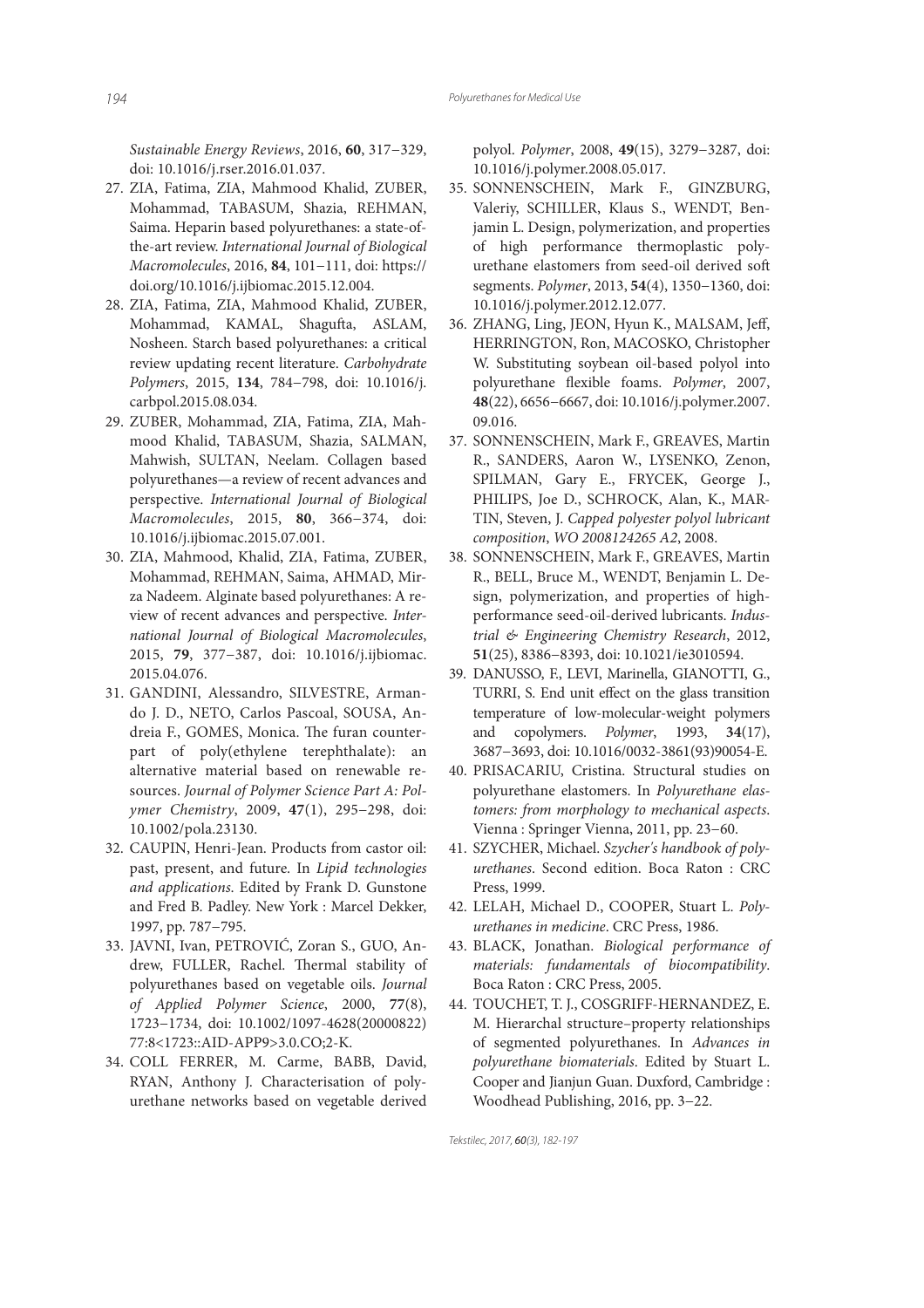*Sustainable Energy Reviews*, 2016, **60**, 317−329, doi: 10.1016/j.rser.2016.01.037.

27. ZIA, Fatima, ZIA, Mahmood Khalid, ZUBER, Mohammad, TABASUM, Shazia, REHMAN, Saima. Heparin based polyurethanes: a state-of-the-art review. *International Journal of Biological Macromolecules*, 2016, **84**, 101−111, doi: https://doi.org/10.1016/j.ijbiomac.2015.12.004.
28. ZIA, Fatima, ZIA, Mahmood Khalid, ZUBER, Mohammad, KAMAL, Shagufta, ASLAM, Nosheen. Starch based polyurethanes: a critical review updating recent literature. *Carbohydrate Polymers*, 2015, **134**, 784−798, doi: 10.1016/j.carbpol.2015.08.034.
29. ZUBER, Mohammad, ZIA, Fatima, ZIA, Mahmood Khalid, TABASUM, Shazia, SALMAN, Mahwish, SULTAN, Neelam. Collagen based polyurethanes—a review of recent advances and perspective. *International Journal of Biological Macromolecules*, 2015, **80**, 366−374, doi: 10.1016/j.ijbiomac.2015.07.001.
30. ZIA, Mahmood, Khalid, ZIA, Fatima, ZUBER, Mohammad, REHMAN, Saima, AHMAD, Mirza Nadeem. Alginate based polyurethanes: A review of recent advances and perspective. *International Journal of Biological Macromolecules*, 2015, **79**, 377−387, doi: 10.1016/j.ijbiomac.2015.04.076.
31. GANDINI, Alessandro, SILVESTRE, Armando J. D., NETO, Carlos Pascoal, SOUSA, Andreia F., GOMES, Monica. The furan counterpart of poly(ethylene terephthalate): an alternative material based on renewable resources. *Journal of Polymer Science Part A: Polymer Chemistry*, 2009, **47**(1), 295−298, doi: 10.1002/pola.23130.
32. CAUPIN, Henri-Jean. Products from castor oil: past, present, and future. In *Lipid technologies and applications*. Edited by Frank D. Gunstone and Fred B. Padley. New York : Marcel Dekker, 1997, pp. 787−795.
33. JAVNI, Ivan, PETROVIĆ, Zoran S., GUO, Andrew, FULLER, Rachel. Thermal stability of polyurethanes based on vegetable oils. *Journal of Applied Polymer Science*, 2000, **77**(8), 1723−1734, doi: 10.1002/1097-4628(20000822)77:8<1723::AID-APP9>3.0.CO;2-K.
34. COLL FERRER, M. Carme, BABB, David, RYAN, Anthony J. Characterisation of polyurethane networks based on vegetable derived polyol. *Polymer*, 2008, **49**(15), 3279−3287, doi: 10.1016/j.polymer.2008.05.017.
35. SONNENSCHEIN, Mark F., GINZBURG, Valeriy, SCHILLER, Klaus S., WENDT, Benjamin L. Design, polymerization, and properties of high performance thermoplastic polyurethane elastomers from seed-oil derived soft segments. *Polymer*, 2013, **54**(4), 1350−1360, doi: 10.1016/j.polymer.2012.12.077.
36. ZHANG, Ling, JEON, Hyun K., MALSAM, Jeff, HERRINGTON, Ron, MACOSKO, Christopher W. Substituting soybean oil-based polyol into polyurethane flexible foams. *Polymer*, 2007, **48**(22), 6656−6667, doi: 10.1016/j.polymer.2007.09.016.
37. SONNENSCHEIN, Mark F., GREAVES, Martin R., SANDERS, Aaron W., LYSENKO, Zenon, SPILMAN, Gary E., FRYCEK, George J., PHILIPS, Joe D., SCHROCK, Alan, K., MARTIN, Steven, J. *Capped polyester polyol lubricant composition*, *WO 2008124265 A2*, 2008.
38. SONNENSCHEIN, Mark F., GREAVES, Martin R., BELL, Bruce M., WENDT, Benjamin L. Design, polymerization, and properties of high-performance seed-oil-derived lubricants. *Industrial & Engineering Chemistry Research*, 2012, **51**(25), 8386−8393, doi: 10.1021/ie3010594.
39. DANUSSO, F., LEVI, Marinella, GIANOTTI, G., TURRI, S. End unit effect on the glass transition temperature of low-molecular-weight polymers and copolymers. *Polymer*, 1993, **34**(17), 3687−3693, doi: 10.1016/0032-3861(93)90054-E.
40. PRISACARIU, Cristina. Structural studies on polyurethane elastomers. In *Polyurethane elastomers: from morphology to mechanical aspects*. Vienna : Springer Vienna, 2011, pp. 23−60.
41. SZYCHER, Michael. *Szycher's handbook of polyurethanes*. Second edition. Boca Raton : CRC Press, 1999.
42. LELAH, Michael D., COOPER, Stuart L. *Polyurethanes in medicine*. CRC Press, 1986.
43. BLACK, Jonathan. *Biological performance of materials: fundamentals of biocompatibility*. Boca Raton : CRC Press, 2005.
44. TOUCHET, T. J., COSGRIFF-HERNANDEZ, E. M. Hierarchal structure–property relationships of segmented polyurethanes. In *Advances in polyurethane biomaterials*. Edited by Stuart L. Cooper and Jianjun Guan. Duxford, Cambridge : Woodhead Publishing, 2016, pp. 3−22.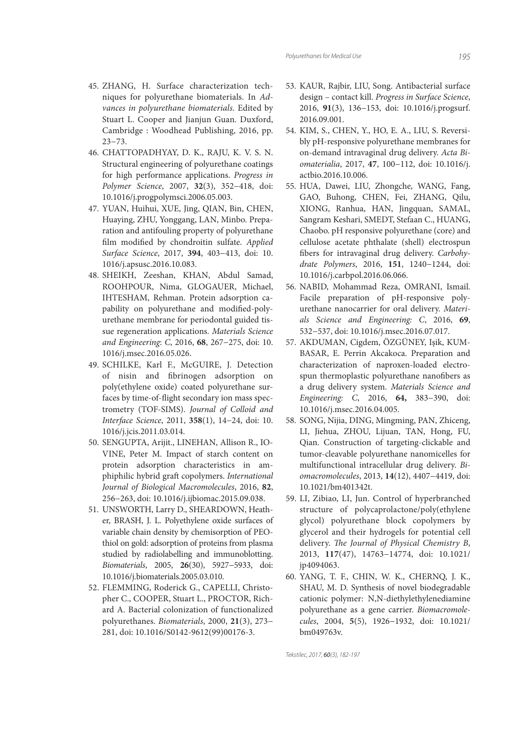45. ZHANG, H. Surface characterization techniques for polyurethane biomaterials. In *Advances in polyurethane biomaterials*. Edited by Stuart L. Cooper and Jianjun Guan. Duxford, Cambridge : Woodhead Publishing, 2016, pp. 23−73.
46. CHATTOPADHYAY, D. K., RAJU, K. V. S. N. Structural engineering of polyurethane coatings for high performance applications. *Progress in Polymer Science*, 2007, **32**(3), 352−418, doi: 10.1016/j.progpolymsci.2006.05.003.
47. YUAN, Huihui, XUE, Jing, QIAN, Bin, CHEN, Huaying, ZHU, Yonggang, LAN, Minbo. Preparation and antifouling property of polyurethane film modified by chondroitin sulfate. *Applied Surface Science*, 2017, **394**, 403−413, doi: 10.1016/j.apsusc.2016.10.083.
48. SHEIKH, Zeeshan, KHAN, Abdul Samad, ROOHPOUR, Nima, GLOGAUER, Michael, IHTESHAM, Rehman. Protein adsorption capability on polyurethane and modified-polyurethane membrane for periodontal guided tissue regeneration applications. *Materials Science and Engineering: C*, 2016, **68**, 267−275, doi: 10.1016/j.msec.2016.05.026.
49. SCHILKE, Karl F., McGUIRE, J. Detection of nisin and fibrinogen adsorption on poly(ethylene oxide) coated polyurethane surfaces by time-of-flight secondary ion mass spectrometry (TOF-SIMS). *Journal of Colloid and Interface Science*, 2011, **358**(1), 14−24, doi: 10.1016/j.jcis.2011.03.014.
50. SENGUPTA, Arijit., LINEHAN, Allison R., IOVINE, Peter M. Impact of starch content on protein adsorption characteristics in amphiphilic hybrid graft copolymers. *International Journal of Biological Macromolecules*, 2016, **82**, 256−263, doi: 10.1016/j.ijbiomac.2015.09.038.
51. UNSWORTH, Larry D., SHEARDOWN, Heather, BRASH, J. L. Polyethylene oxide surfaces of variable chain density by chemisorption of PEO-thiol on gold: adsorption of proteins from plasma studied by radiolabelling and immunoblotting. *Biomaterials*, 2005, **26**(30), 5927−5933, doi: 10.1016/j.biomaterials.2005.03.010.
52. FLEMMING, Roderick G., CAPELLI, Christopher C., COOPER, Stuart L., PROCTOR, Richard A. Bacterial colonization of functionalized polyurethanes. *Biomaterials*, 2000, **21**(3), 273−281, doi: 10.1016/S0142-9612(99)00176-3.
53. KAUR, Rajbir, LIU, Song. Antibacterial surface design – contact kill. *Progress in Surface Science*, 2016, **91**(3), 136−153, doi: 10.1016/j.progsurf.2016.09.001.
54. KIM, S., CHEN, Y., HO, E. A., LIU, S. Reversibly pH-responsive polyurethane membranes for on-demand intravaginal drug delivery. *Acta Biomaterialia*, 2017, **47**, 100−112, doi: 10.1016/j.actbio.2016.10.006.
55. HUA, Dawei, LIU, Zhongche, WANG, Fang, GAO, Buhong, CHEN, Fei, ZHANG, Qilu, XIONG, Ranhua, HAN, Jingquan, SAMAL, Sangram Keshari, SMEDT, Stefaan C., HUANG, Chaobo. pH responsive polyurethane (core) and cellulose acetate phthalate (shell) electrospun fibers for intravaginal drug delivery. *Carbohydrate Polymers*, 2016, **151**, 1240−1244, doi: 10.1016/j.carbpol.2016.06.066.
56. NABID, Mohammad Reza, OMRANI, Ismail. Facile preparation of pH-responsive polyurethane nanocarrier for oral delivery. *Materials Science and Engineering: C*, 2016, **69**, 532−537, doi: 10.1016/j.msec.2016.07.017.
57. AKDUMAN, Cigdem, ÖZGÜNEY, Işik, KUMBASAR, E. Perrin Akcakoca. Preparation and characterization of naproxen-loaded electrospun thermoplastic polyurethane nanofibers as a drug delivery system. *Materials Science and Engineering: C*, 2016, **64,** 383−390, doi: 10.1016/j.msec.2016.04.005.
58. SONG, Nijia, DING, Mingming, PAN, Zhiceng, LI, Jiehua, ZHOU, Lijuan, TAN, Hong, FU, Qian. Construction of targeting-clickable and tumor-cleavable polyurethane nanomicelles for multifunctional intracellular drug delivery. *Biomacromolecules*, 2013, **14**(12), 4407−4419, doi: 10.1021/bm401342t.
59. LI, Zibiao, LI, Jun. Control of hyperbranched structure of polycaprolactone/poly(ethylene glycol) polyurethane block copolymers by glycerol and their hydrogels for potential cell delivery. *The Journal of Physical Chemistry B*, 2013, **117**(47), 14763−14774, doi: 10.1021/jp4094063.
60. YANG, T. F., CHIN, W. K., CHERNQ, J. K., SHAU, M. D. Synthesis of novel biodegradable cationic polymer: N,N-diethylethylenediamine polyurethane as a gene carrier. *Biomacromolecules*, 2004, **5**(5), 1926−1932, doi: 10.1021/bm049763v.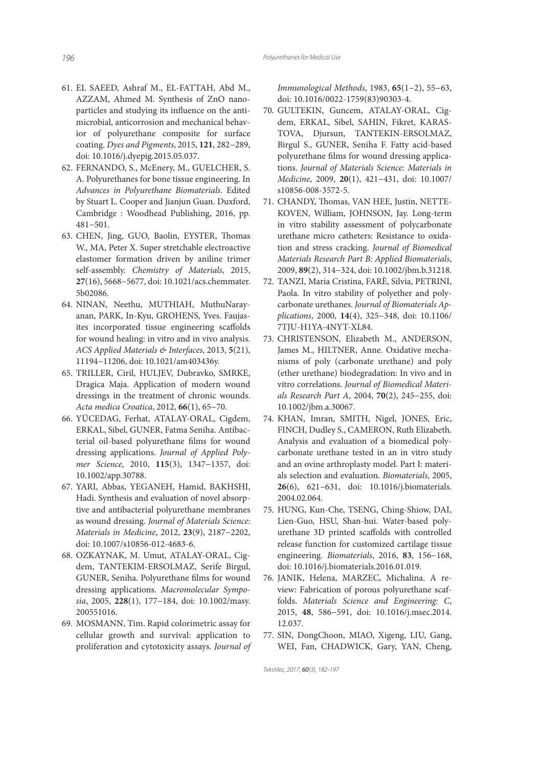61. EL SAEED, Ashraf M., EL-FATTAH, Abd M., AZZAM, Ahmed M. Synthesis of ZnO nanoparticles and studying its influence on the antimicrobial, anticorrosion and mechanical behavior of polyurethane composite for surface coating. *Dyes and Pigments*, 2015, **121**, 282−289, doi: 10.1016/j.dyepig.2015.05.037.
62. FERNANDO, S., McEnery, M., GUELCHER, S. A. Polyurethanes for bone tissue engineering. In *Advances in Polyurethane Biomaterials*. Edited by Stuart L. Cooper and Jianjun Guan. Duxford, Cambridge : Woodhead Publishing, 2016, pp. 481−501.
63. CHEN, Jing, GUO, Baolin, EYSTER, Thomas W., MA, Peter X. Super stretchable electroactive elastomer formation driven by aniline trimer self-assembly. *Chemistry of Materials*, 2015, **27**(16), 5668−5677, doi: 10.1021/acs.chemmater.5b02086.
64. NINAN, Neethu, MUTHIAH, MuthuNarayanan, PARK, In-Kyu, GROHENS, Yves. Faujasites incorporated tissue engineering scaffolds for wound healing: in vitro and in vivo analysis. *ACS Applied Materials & Interfaces*, 2013, **5**(21), 11194−11206, doi: 10.1021/am403436y.
65. TRILLER, Ciril, HULJEV, Dubravko, SMRKE, Dragica Maja. Application of modern wound dressings in the treatment of chronic wounds. *Acta medica Croatica*, 2012, **66**(1), 65−70.
66. YÜCEDAG, Ferhat, ATALAY-ORAL, Cigdem, ERKAL, Sibel, GUNER, Fatma Seniha. Antibacterial oil-based polyurethane films for wound dressing applications. *Journal of Applied Polymer Science*, 2010, **115**(3), 1347−1357, doi: 10.1002/app.30788.
67. YARI, Abbas, YEGANEH, Hamid, BAKHSHI, Hadi. Synthesis and evaluation of novel absorptive and antibacterial polyurethane membranes as wound dressing. *Journal of Materials Science: Materials in Medicine*, 2012, **23**(9), 2187−2202, doi: 10.1007/s10856-012-4683-6.
68. OZKAYNAK, M. Umut, ATALAY-ORAL, Cigdem, TANTEKIM-ERSOLMAZ, Serife Birgul, GUNER, Seniha. Polyurethane films for wound dressing applications. *Macromolecular Symposia*, 2005, **228**(1), 177−184, doi: 10.1002/masy.200551016.
69. MOSMANN, Tim. Rapid colorimetric assay for cellular growth and survival: application to proliferation and cytotoxicity assays. *Journal of Immunological Methods*, 1983, **65**(1−2), 55−63, doi: 10.1016/0022-1759(83)90303-4.
70. GULTEKIN, Guncem, ATALAY-ORAL, Cigdem, ERKAL, Sibel, SAHIN, Fikret, KARASTOVA, Djursun, TANTEKIN-ERSOLMAZ, Birgul S., GUNER, Seniha F. Fatty acid-based polyurethane films for wound dressing applications. *Journal of Materials Science: Materials in Medicine*, 2009, **20**(1), 421−431, doi: 10.1007/s10856-008-3572-5.
71. CHANDY, Thomas, VAN HEE, Justin, NETTEKOVEN, William, JOHNSON, Jay. Long-term in vitro stability assessment of polycarbonate urethane micro catheters: Resistance to oxidation and stress cracking. *Journal of Biomedical Materials Research Part B: Applied Biomaterials*, 2009, **89**(2), 314−324, doi: 10.1002/jbm.b.31218.
72. TANZI, Maria Cristina, FARÈ, Silvia, PETRINI, Paola. In vitro stability of polyether and polycarbonate urethanes. *Journal of Biomaterials Applications*, 2000, **14**(4), 325−348, doi: 10.1106/7TJU-H1YA-4NYT-XL84.
73. CHRISTENSON, Elizabeth M., ANDERSON, James M., HILTNER, Anne. Oxidative mechanisms of poly (carbonate urethane) and poly (ether urethane) biodegradation: In vivo and in vitro correlations. *Journal of Biomedical Materials Research Part A*, 2004, **70**(2), 245−255, doi: 10.1002/jbm.a.30067.
74. KHAN, Imran, SMITH, Nigel, JONES, Eric, FINCH, Dudley S., CAMERON, Ruth Elizabeth. Analysis and evaluation of a biomedical polycarbonate urethane tested in an in vitro study and an ovine arthroplasty model. Part I: materials selection and evaluation. *Biomaterials*, 2005, **26**(6), 621−631, doi: 10.1016/j.biomaterials.2004.02.064.
75. HUNG, Kun-Che, TSENG, Ching-Shiow, DAI, Lien-Guo, HSU, Shan-hui. Water-based polyurethane 3D printed scaffolds with controlled release function for customized cartilage tissue engineering. *Biomaterials*, 2016, **83**, 156−168, doi: 10.1016/j.biomaterials.2016.01.019.
76. JANIK, Helena, MARZEC, Michalina. A review: Fabrication of porous polyurethane scaffolds. *Materials Science and Engineering: C*, 2015, **48**, 586−591, doi: 10.1016/j.msec.2014.12.037.
77. SIN, DongChoon, MIAO, Xigeng, LIU, Gang, WEI, Fan, CHADWICK, Gary, YAN, Cheng,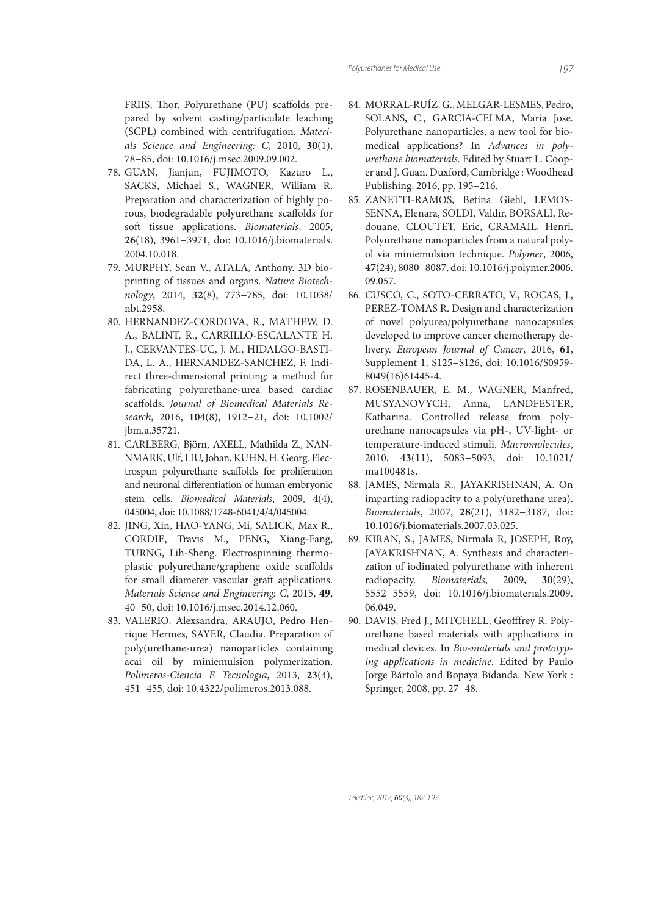FRIIS, Thor. Polyurethane (PU) scaffolds prepared by solvent casting/particulate leaching (SCPL) combined with centrifugation. *Materials Science and Engineering: C*, 2010, **30**(1), 78−85, doi: 10.1016/j.msec.2009.09.002.

78. GUAN, Jianjun, FUJIMOTO, Kazuro L., SACKS, Michael S., WAGNER, William R. Preparation and characterization of highly porous, biodegradable polyurethane scaffolds for soft tissue applications. *Biomaterials*, 2005, **26**(18), 3961−3971, doi: 10.1016/j.biomaterials.2004.10.018.
79. MURPHY, Sean V., ATALA, Anthony. 3D bioprinting of tissues and organs. *Nature Biotechnology*, 2014, **32**(8), 773−785, doi: 10.1038/nbt.2958.
80. HERNANDEZ-CORDOVA, R., MATHEW, D. A., BALINT, R., CARRILLO-ESCALANTE H. J., CERVANTES-UC, J. M., HIDALGO-BASTIDA, L. A., HERNANDEZ-SANCHEZ, F. Indirect three-dimensional printing: a method for fabricating polyurethane-urea based cardiac scaffolds. *Journal of Biomedical Materials Research*, 2016, **104**(8), 1912−21, doi: 10.1002/jbm.a.35721.
81. CARLBERG, Björn, AXELL, Mathilda Z., NANNMARK, Ulf, LIU, Johan, KUHN, H. Georg. Electrospun polyurethane scaffolds for proliferation and neuronal differentiation of human embryonic stem cells. *Biomedical Materials*, 2009, **4**(4), 045004, doi: 10.1088/1748-6041/4/4/045004.
82. JING, Xin, HAO-YANG, Mi, SALICK, Max R., CORDIE, Travis M., PENG, Xiang-Fang, TURNG, Lih-Sheng. Electrospinning thermoplastic polyurethane/graphene oxide scaffolds for small diameter vascular graft applications. *Materials Science and Engineering: C*, 2015, **49**, 40−50, doi: 10.1016/j.msec.2014.12.060.
83. VALERIO, Alexsandra, ARAUJO, Pedro Henrique Hermes, SAYER, Claudia. Preparation of poly(urethane-urea) nanoparticles containing acai oil by miniemulsion polymerization. *Polimeros-Ciencia E Tecnologia*, 2013, **23**(4), 451−455, doi: 10.4322/polimeros.2013.088.
84. MORRAL-RUÍZ, G., MELGAR-LESMES, Pedro, SOLANS, C., GARCIA-CELMA, Maria Jose. Polyurethane nanoparticles, a new tool for biomedical applications? In *Advances in polyurethane biomaterials*. Edited by Stuart L. Cooper and J. Guan. Duxford, Cambridge : Woodhead Publishing, 2016, pp. 195−216.
85. ZANETTI-RAMOS, Betina Giehl, LEMOS-SENNA, Elenara, SOLDI, Valdir, BORSALI, Redouane, CLOUTET, Eric, CRAMAIL, Henri. Polyurethane nanoparticles from a natural polyol via miniemulsion technique. *Polymer*, 2006, **47**(24), 8080−8087, doi: 10.1016/j.polymer.2006.09.057.
86. CUSCO, C., SOTO-CERRATO, V., ROCAS, J., PEREZ-TOMAS R. Design and characterization of novel polyurea/polyurethane nanocapsules developed to improve cancer chemotherapy delivery. *European Journal of Cancer*, 2016, **61**, Supplement 1, S125−S126, doi: 10.1016/S0959-8049(16)61445-4.
87. ROSENBAUER, E. M., WAGNER, Manfred, MUSYANOVYCH, Anna, LANDFESTER, Katharina. Controlled release from polyurethane nanocapsules via pH-, UV-light- or temperature-induced stimuli. *Macromolecules*, 2010, **43**(11), 5083−5093, doi: 10.1021/ma100481s.
88. JAMES, Nirmala R., JAYAKRISHNAN, A. On imparting radiopacity to a poly(urethane urea). *Biomaterials*, 2007, **28**(21), 3182−3187, doi: 10.1016/j.biomaterials.2007.03.025.
89. KIRAN, S., JAMES, Nirmala R, JOSEPH, Roy, JAYAKRISHNAN, A. Synthesis and characterization of iodinated polyurethane with inherent radiopacity. *Biomaterials*, 2009, **30**(29), 5552−5559, doi: 10.1016/j.biomaterials.2009.06.049.
90. DAVIS, Fred J., MITCHELL, Geofffrey R. Polyurethane based materials with applications in medical devices. In *Bio-materials and prototyping applications in medicine*. Edited by Paulo Jorge Bártolo and Bopaya Bidanda. New York : Springer, 2008, pp. 27−48.